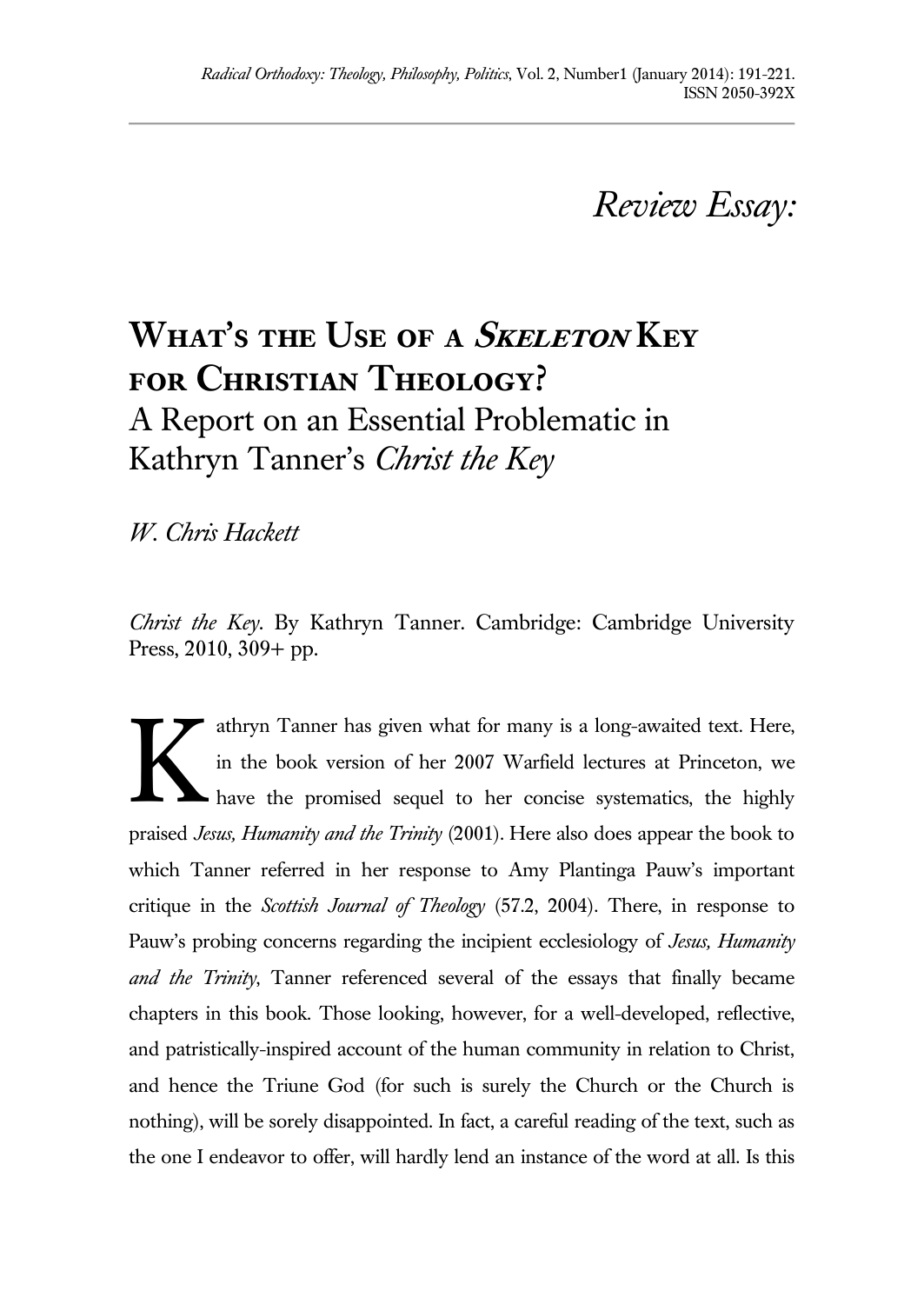*Review Essay:*

# What's the Use of a *Skeleton* Key for Christian Theology?

## A Report on an Essential Problematic in Kathryn Tanner's *Christ the Key*

*W. Chris Hackett*

*Christ the Key*. By Kathryn Tanner. Cambridge: Cambridge University Press, 2010, 309+ pp.

Kathryn Tanner has given what for many is a long-awaited text. Here, in the book version of her 2007 Warfield lectures at Princeton, we have the promised sequel to her concise systematics, the highly praised *Jesus, Humanity and the Trinity* (2001). Here also does appear the book to which Tanner referred in her response to Amy Plantinga Pauw's important critique in the *Scottish Journal of Theology* (57.2, 2004). There, in response to Pauw's probing concerns regarding the incipient ecclesiology of *Jesus, Humanity and the Trinity*, Tanner referenced several of the essays that finally became chapters in this book. Those looking, however, for a well-developed, reflective, and patristically-inspired account of the human community in relation to Christ, and hence the Triune God (for such is surely the Church or the Church is nothing), will be sorely disappointed. In fact, a careful reading of the text, such as the one I endeavor to offer, will hardly lend an instance of the word at all. Is this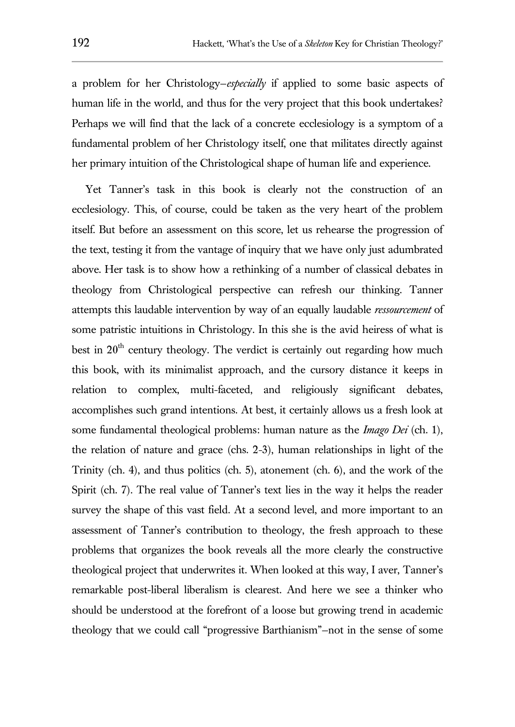a problem for her Christology—*especially* if applied to some basic aspects of human life in the world, and thus for the very project that this book undertakes? Perhaps we will find that the lack of a concrete ecclesiology is a symptom of a fundamental problem of her Christology itself, one that militates directly against her primary intuition of the Christological shape of human life and experience.

Yet Tanner's task in this book is clearly not the construction of an ecclesiology. This, of course, could be taken as the very heart of the problem itself. But before an assessment on this score, let us rehearse the progression of the text, testing it from the vantage of inquiry that we have only just adumbrated above. Her task is to show how a rethinking of a number of classical debates in theology from Christological perspective can refresh our thinking. Tanner attempts this laudable intervention by way of an equally laudable *ressourcement* of some patristic intuitions in Christology. In this she is the avid heiress of what is best in 20th century theology. The verdict is certainly out regarding how much this book, with its minimalist approach, and the cursory distance it keeps in relation to complex, multi-faceted, and religiously significant debates, accomplishes such grand intentions. At best, it certainly allows us a fresh look at some fundamental theological problems: human nature as the *Imago Dei* (ch. 1), the relation of nature and grace (chs. 2-3), human relationships in light of the Trinity (ch. 4), and thus politics (ch. 5), atonement (ch. 6), and the work of the Spirit (ch. 7). The real value of Tanner's text lies in the way it helps the reader survey the shape of this vast field. At a second level, and more important to an assessment of Tanner's contribution to theology, the fresh approach to these problems that organizes the book reveals all the more clearly the constructive theological project that underwrites it. When looked at this way, I aver, Tanner's remarkable post-liberal liberalism is clearest. And here we see a thinker who should be understood at the forefront of a loose but growing trend in academic theology that we could call "progressive Barthianism"—not in the sense of some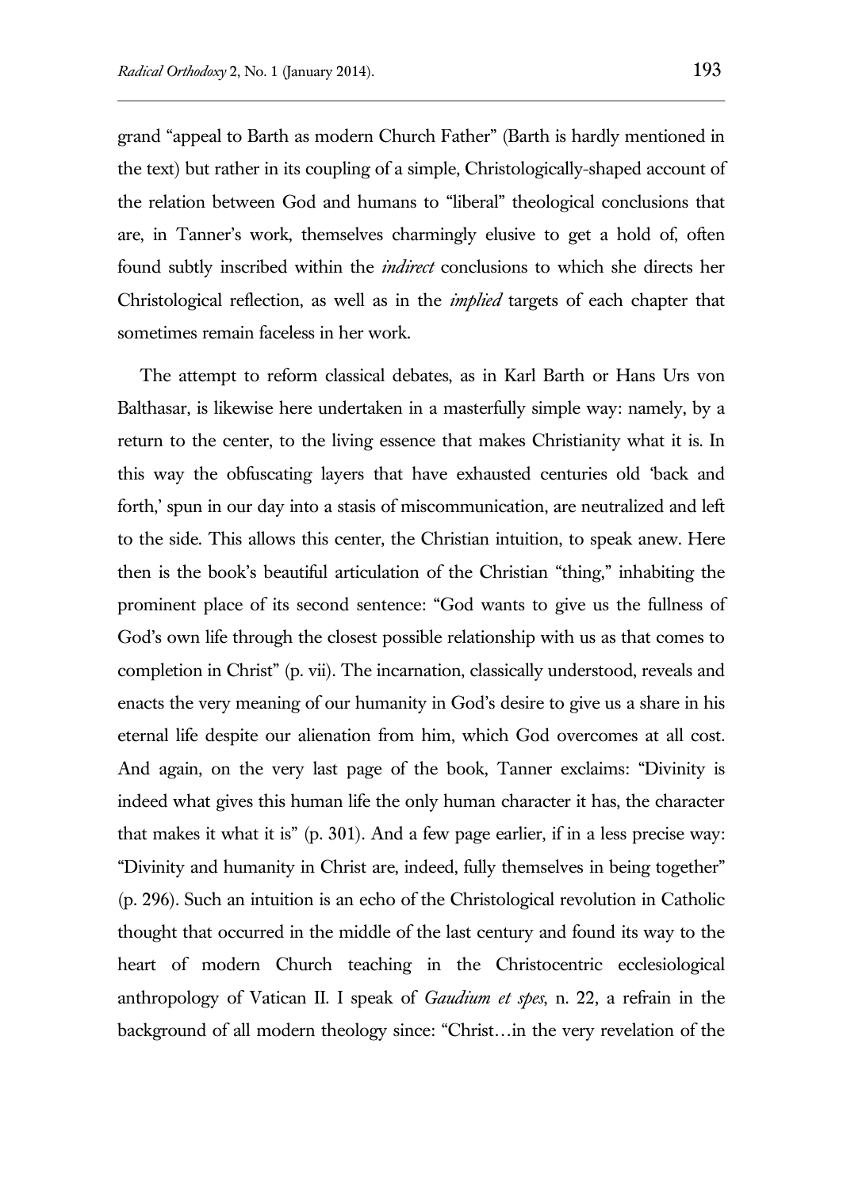grand "appeal to Barth as modern Church Father" (Barth is hardly mentioned in the text) but rather in its coupling of a simple, Christologically-shaped account of the relation between God and humans to "liberal" theological conclusions that are, in Tanner's work, themselves charmingly elusive to get a hold of, often found subtly inscribed within the *indirect* conclusions to which she directs her Christological reflection, as well as in the *implied* targets of each chapter that sometimes remain faceless in her work.

The attempt to reform classical debates, as in Karl Barth or Hans Urs von Balthasar, is likewise here undertaken in a masterfully simple way: namely, by a return to the center, to the living essence that makes Christianity what it is. In this way the obfuscating layers that have exhausted centuries old 'back and forth,' spun in our day into a stasis of miscommunication, are neutralized and left to the side. This allows this center, the Christian intuition, to speak anew. Here then is the book's beautiful articulation of the Christian "thing," inhabiting the prominent place of its second sentence: "God wants to give us the fullness of God's own life through the closest possible relationship with us as that comes to completion in Christ" (p. vii). The incarnation, classically understood, reveals and enacts the very meaning of our humanity in God's desire to give us a share in his eternal life despite our alienation from him, which God overcomes at all cost. And again, on the very last page of the book, Tanner exclaims: "Divinity is indeed what gives this human life the only human character it has, the character that makes it what it is" (p. 301). And a few page earlier, if in a less precise way: "Divinity and humanity in Christ are, indeed, fully themselves in being together" (p. 296). Such an intuition is an echo of the Christological revolution in Catholic thought that occurred in the middle of the last century and found its way to the heart of modern Church teaching in the Christocentric ecclesiological anthropology of Vatican II. I speak of *Gaudium et spes*, n. 22, a refrain in the background of all modern theology since: "Christ…in the very revelation of the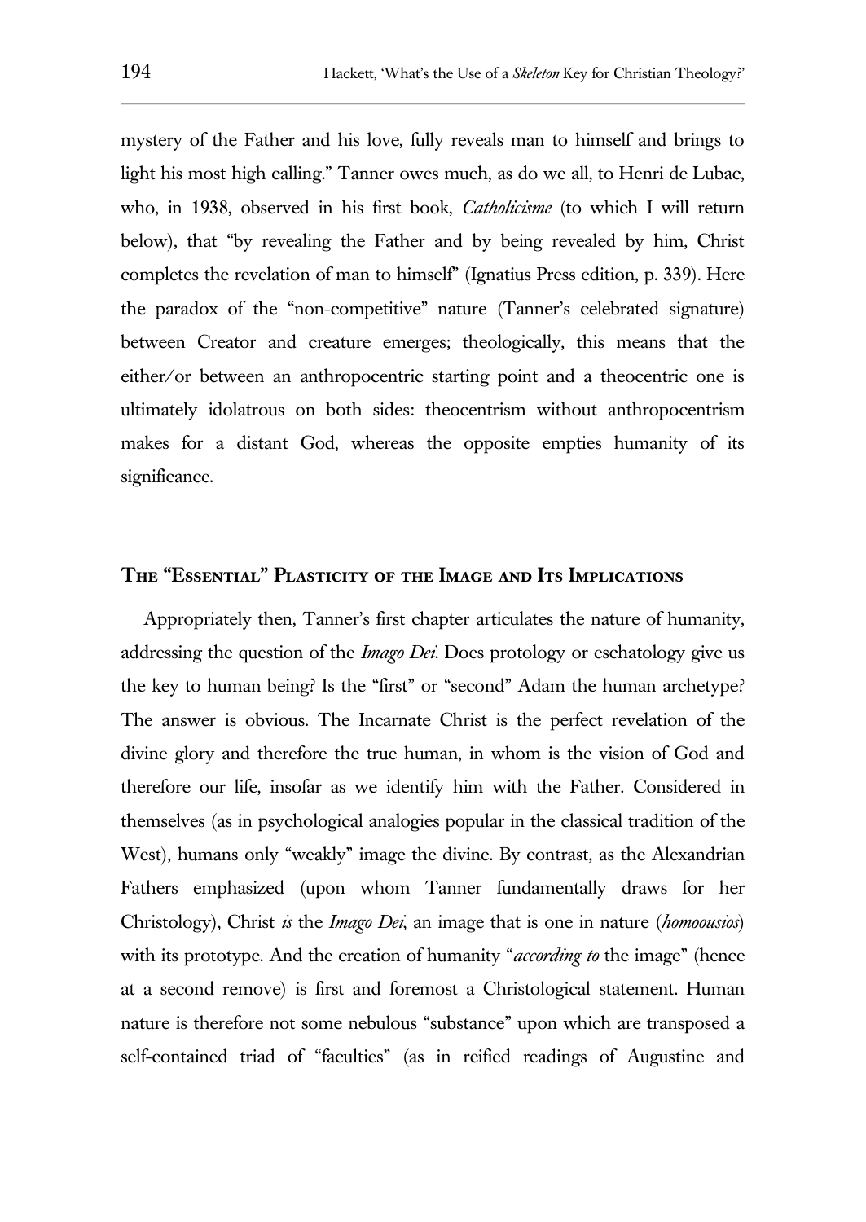mystery of the Father and his love, fully reveals man to himself and brings to light his most high calling." Tanner owes much, as do we all, to Henri de Lubac, who, in 1938, observed in his first book, *Catholicisme* (to which I will return below), that "by revealing the Father and by being revealed by him, Christ completes the revelation of man to himself" (Ignatius Press edition, p. 339). Here the paradox of the "non-competitive" nature (Tanner's celebrated signature) between Creator and creature emerges; theologically, this means that the either/or between an anthropocentric starting point and a theocentric one is ultimately idolatrous on both sides: theocentrism without anthropocentrism makes for a distant God, whereas the opposite empties humanity of its significance.

## The "Essential" Plasticity of the Image and Its Implications

Appropriately then, Tanner's first chapter articulates the nature of humanity, addressing the question of the *Imago Dei*. Does protology or eschatology give us the key to human being? Is the "first" or "second" Adam the human archetype? The answer is obvious. The Incarnate Christ is the perfect revelation of the divine glory and therefore the true human, in whom is the vision of God and therefore our life, insofar as we identify him with the Father. Considered in themselves (as in psychological analogies popular in the classical tradition of the West), humans only "weakly" image the divine. By contrast, as the Alexandrian Fathers emphasized (upon whom Tanner fundamentally draws for her Christology), Christ *is* the *Imago Dei*, an image that is one in nature (*homoousios*) with its prototype. And the creation of humanity "*according to* the image" (hence at a second remove) is first and foremost a Christological statement. Human nature is therefore not some nebulous "substance" upon which are transposed a self-contained triad of "faculties" (as in reified readings of Augustine and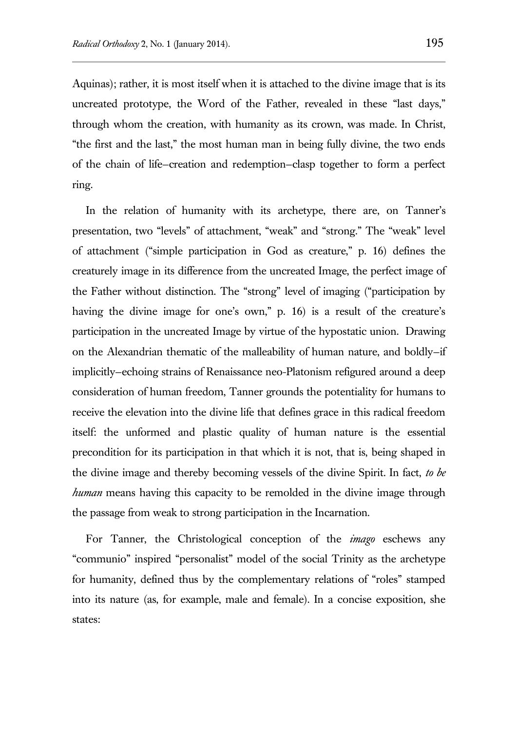Aquinas); rather, it is most itself when it is attached to the divine image that is its uncreated prototype, the Word of the Father, revealed in these "last days," through whom the creation, with humanity as its crown, was made. In Christ, "the first and the last," the most human man in being fully divine, the two ends of the chain of life–creation and redemption–clasp together to form a perfect ring.

In the relation of humanity with its archetype, there are, on Tanner's presentation, two "levels" of attachment, "weak" and "strong." The "weak" level of attachment ("simple participation in God as creature," p. 16) defines the creaturely image in its difference from the uncreated Image, the perfect image of the Father without distinction. The "strong" level of imaging ("participation by having the divine image for one's own," p. 16) is a result of the creature's participation in the uncreated Image by virtue of the hypostatic union. Drawing on the Alexandrian thematic of the malleability of human nature, and boldly–if implicitly–echoing strains of Renaissance neo-Platonism refigured around a deep consideration of human freedom, Tanner grounds the potentiality for humans to receive the elevation into the divine life that defines grace in this radical freedom itself: the unformed and plastic quality of human nature is the essential precondition for its participation in that which it is not, that is, being shaped in the divine image and thereby becoming vessels of the divine Spirit. In fact, *to be human* means having this capacity to be remolded in the divine image through the passage from weak to strong participation in the Incarnation.

For Tanner, the Christological conception of the *imago* eschews any "communio" inspired "personalist" model of the social Trinity as the archetype for humanity, defined thus by the complementary relations of "roles" stamped into its nature (as, for example, male and female). In a concise exposition, she states: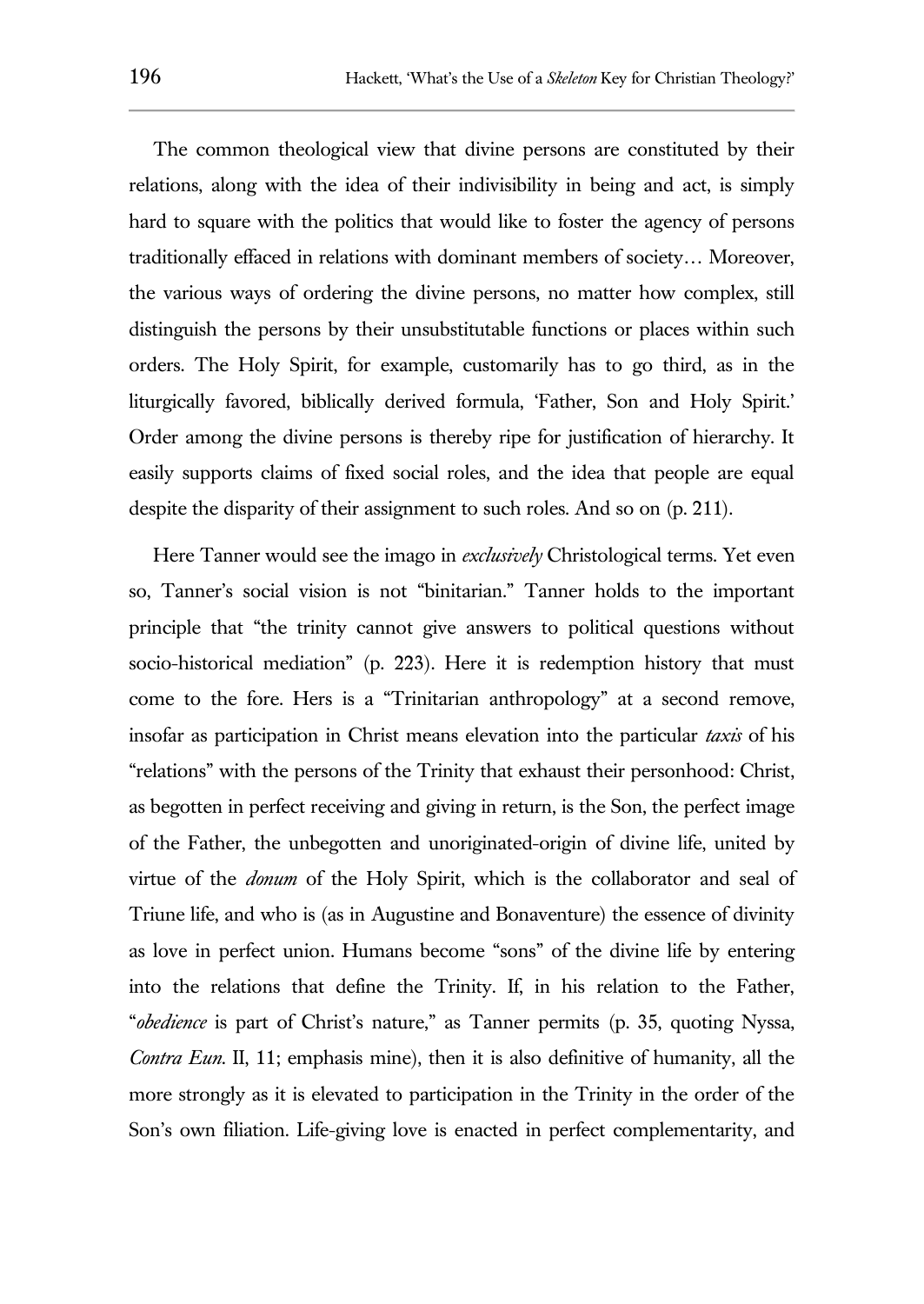The common theological view that divine persons are constituted by their relations, along with the idea of their indivisibility in being and act, is simply hard to square with the politics that would like to foster the agency of persons traditionally effaced in relations with dominant members of society… Moreover, the various ways of ordering the divine persons, no matter how complex, still distinguish the persons by their unsubstitutable functions or places within such orders. The Holy Spirit, for example, customarily has to go third, as in the liturgically favored, biblically derived formula, 'Father, Son and Holy Spirit.' Order among the divine persons is thereby ripe for justification of hierarchy. It easily supports claims of fixed social roles, and the idea that people are equal despite the disparity of their assignment to such roles. And so on (p. 211).

Here Tanner would see the imago in *exclusively* Christological terms. Yet even so, Tanner's social vision is not "binitarian." Tanner holds to the important principle that "the trinity cannot give answers to political questions without socio-historical mediation" (p. 223). Here it is redemption history that must come to the fore. Hers is a "Trinitarian anthropology" at a second remove, insofar as participation in Christ means elevation into the particular *taxis* of his "relations" with the persons of the Trinity that exhaust their personhood: Christ, as begotten in perfect receiving and giving in return, is the Son, the perfect image of the Father, the unbegotten and unoriginated-origin of divine life, united by virtue of the *donum* of the Holy Spirit, which is the collaborator and seal of Triune life, and who is (as in Augustine and Bonaventure) the essence of divinity as love in perfect union. Humans become "sons" of the divine life by entering into the relations that define the Trinity. If, in his relation to the Father, "*obedience* is part of Christ's nature," as Tanner permits (p. 35, quoting Nyssa, *Contra Eun.* II, 11; emphasis mine), then it is also definitive of humanity, all the more strongly as it is elevated to participation in the Trinity in the order of the Son's own filiation. Life-giving love is enacted in perfect complementarity, and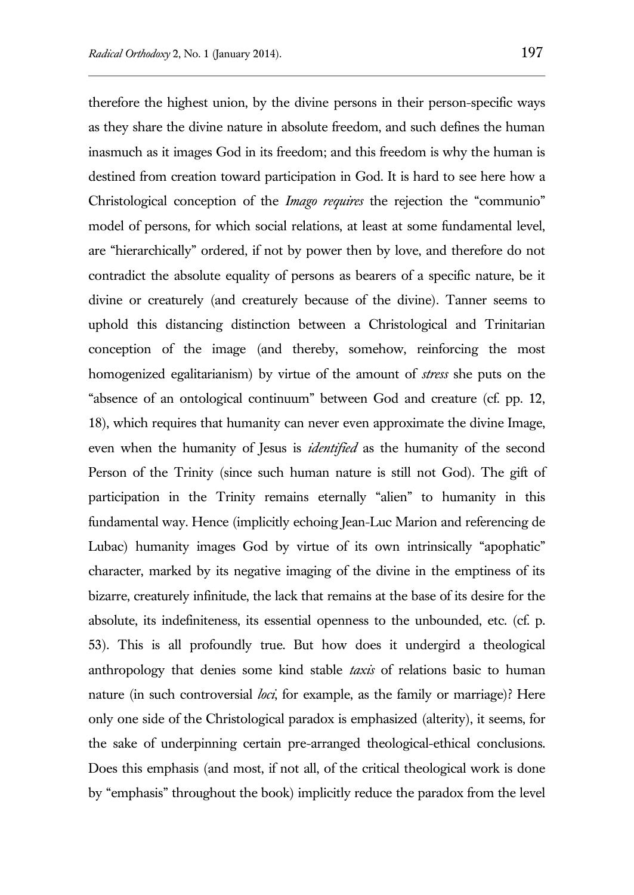therefore the highest union, by the divine persons in their person-specific ways as they share the divine nature in absolute freedom, and such defines the human inasmuch as it images God in its freedom; and this freedom is why the human is destined from creation toward participation in God. It is hard to see here how a Christological conception of the *Imago requires* the rejection the "communio" model of persons, for which social relations, at least at some fundamental level, are "hierarchically" ordered, if not by power then by love, and therefore do not contradict the absolute equality of persons as bearers of a specific nature, be it divine or creaturely (and creaturely because of the divine). Tanner seems to uphold this distancing distinction between a Christological and Trinitarian conception of the image (and thereby, somehow, reinforcing the most homogenized egalitarianism) by virtue of the amount of *stress* she puts on the "absence of an ontological continuum" between God and creature (cf. pp. 12, 18), which requires that humanity can never even approximate the divine Image, even when the humanity of Jesus is *identified* as the humanity of the second Person of the Trinity (since such human nature is still not God). The gift of participation in the Trinity remains eternally "alien" to humanity in this fundamental way. Hence (implicitly echoing Jean-Luc Marion and referencing de Lubac) humanity images God by virtue of its own intrinsically "apophatic" character, marked by its negative imaging of the divine in the emptiness of its bizarre, creaturely infinitude, the lack that remains at the base of its desire for the absolute, its indefiniteness, its essential openness to the unbounded, etc. (cf. p. 53). This is all profoundly true. But how does it undergird a theological anthropology that denies some kind stable *taxis* of relations basic to human nature (in such controversial *loci*, for example, as the family or marriage)? Here only one side of the Christological paradox is emphasized (alterity), it seems, for the sake of underpinning certain pre-arranged theological-ethical conclusions. Does this emphasis (and most, if not all, of the critical theological work is done by "emphasis" throughout the book) implicitly reduce the paradox from the level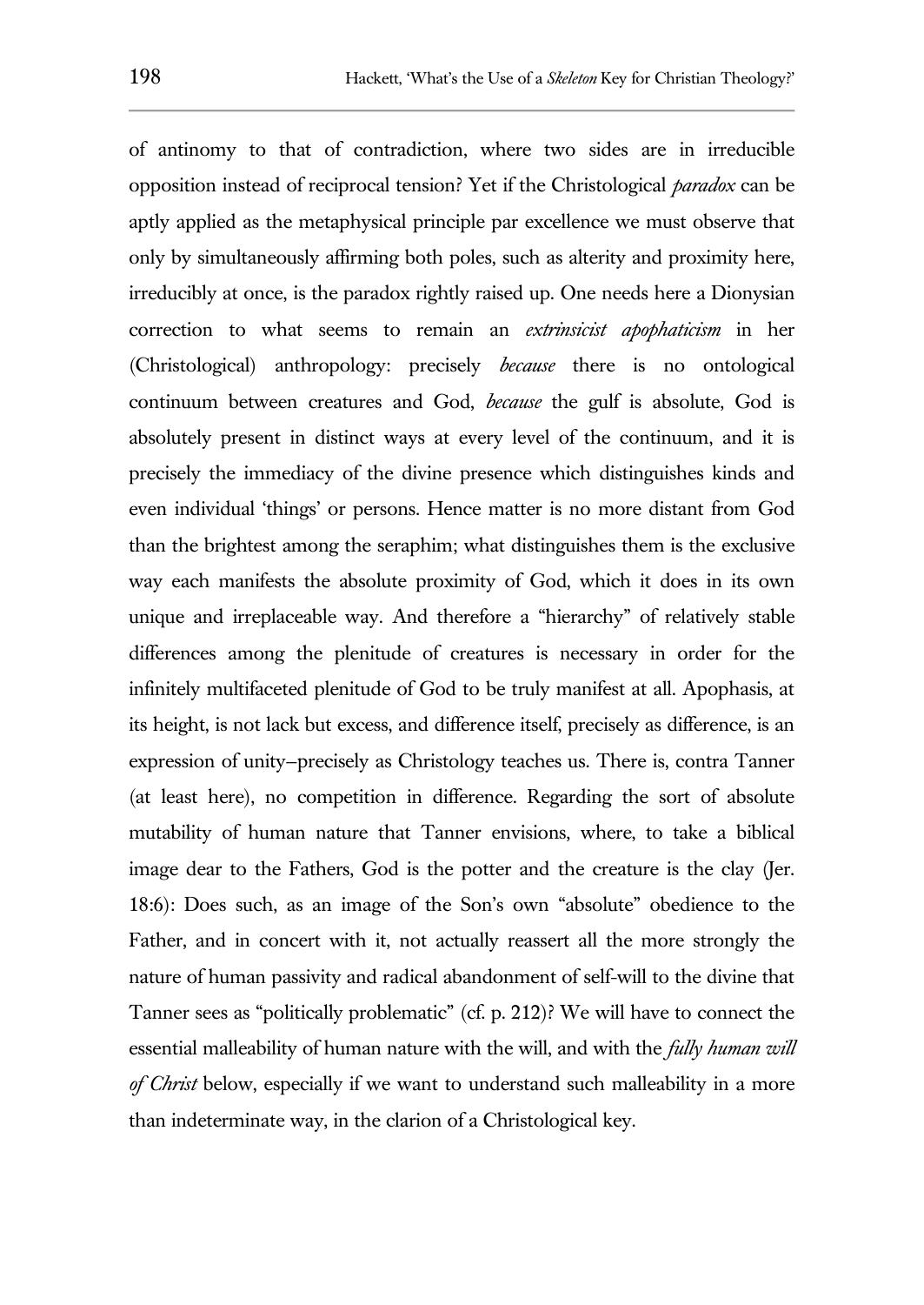of antinomy to that of contradiction, where two sides are in irreducible opposition instead of reciprocal tension? Yet if the Christological *paradox* can be aptly applied as the metaphysical principle par excellence we must observe that only by simultaneously affirming both poles, such as alterity and proximity here, irreducibly at once, is the paradox rightly raised up. One needs here a Dionysian correction to what seems to remain an *extrinsicist apophaticism* in her (Christological) anthropology: precisely *because* there is no ontological continuum between creatures and God, *because* the gulf is absolute, God is absolutely present in distinct ways at every level of the continuum, and it is precisely the immediacy of the divine presence which distinguishes kinds and even individual 'things' or persons. Hence matter is no more distant from God than the brightest among the seraphim; what distinguishes them is the exclusive way each manifests the absolute proximity of God, which it does in its own unique and irreplaceable way. And therefore a "hierarchy" of relatively stable differences among the plenitude of creatures is necessary in order for the infinitely multifaceted plenitude of God to be truly manifest at all. Apophasis, at its height, is not lack but excess, and difference itself, precisely as difference, is an expression of unity–precisely as Christology teaches us. There is, contra Tanner (at least here), no competition in difference. Regarding the sort of absolute mutability of human nature that Tanner envisions, where, to take a biblical image dear to the Fathers, God is the potter and the creature is the clay (Jer. 18:6): Does such, as an image of the Son's own "absolute" obedience to the Father, and in concert with it, not actually reassert all the more strongly the nature of human passivity and radical abandonment of self-will to the divine that Tanner sees as "politically problematic" (cf. p. 212)? We will have to connect the essential malleability of human nature with the will, and with the *fully human will of Christ* below, especially if we want to understand such malleability in a more than indeterminate way, in the clarion of a Christological key.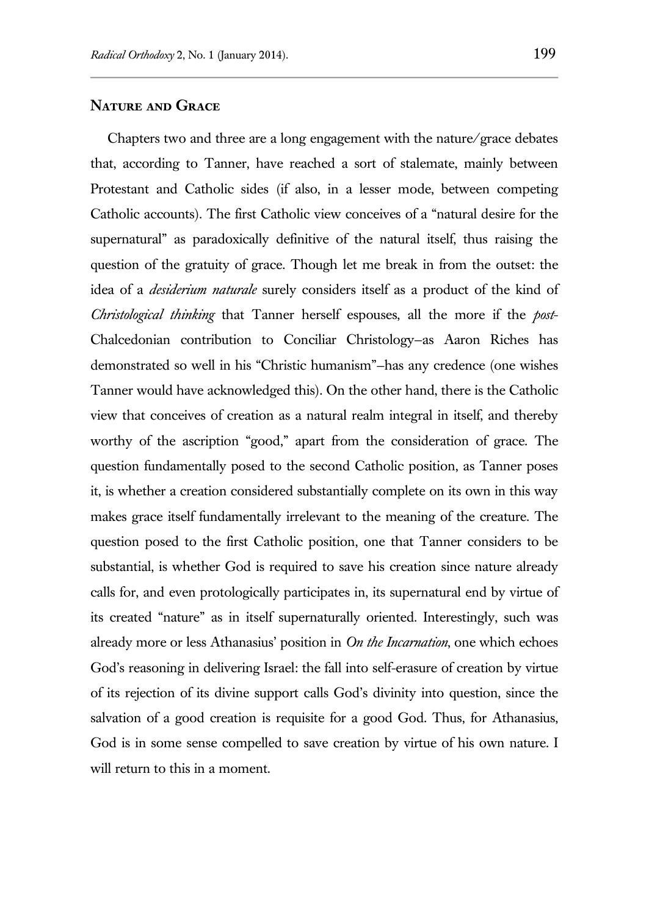## Nature and Grace

Chapters two and three are a long engagement with the nature/grace debates that, according to Tanner, have reached a sort of stalemate, mainly between Protestant and Catholic sides (if also, in a lesser mode, between competing Catholic accounts). The first Catholic view conceives of a "natural desire for the supernatural" as paradoxically definitive of the natural itself, thus raising the question of the gratuity of grace. Though let me break in from the outset: the idea of a *desiderium naturale* surely considers itself as a product of the kind of *Christological thinking* that Tanner herself espouses, all the more if the *post*-Chalcedonian contribution to Conciliar Christology—as Aaron Riches has demonstrated so well in his "Christic humanism"—has any credence (one wishes Tanner would have acknowledged this). On the other hand, there is the Catholic view that conceives of creation as a natural realm integral in itself, and thereby worthy of the ascription "good," apart from the consideration of grace. The question fundamentally posed to the second Catholic position, as Tanner poses it, is whether a creation considered substantially complete on its own in this way makes grace itself fundamentally irrelevant to the meaning of the creature. The question posed to the first Catholic position, one that Tanner considers to be substantial, is whether God is required to save his creation since nature already calls for, and even protologically participates in, its supernatural end by virtue of its created "nature" as in itself supernaturally oriented. Interestingly, such was already more or less Athanasius' position in *On the Incarnation*, one which echoes God's reasoning in delivering Israel: the fall into self-erasure of creation by virtue of its rejection of its divine support calls God's divinity into question, since the salvation of a good creation is requisite for a good God. Thus, for Athanasius, God is in some sense compelled to save creation by virtue of his own nature. I will return to this in a moment.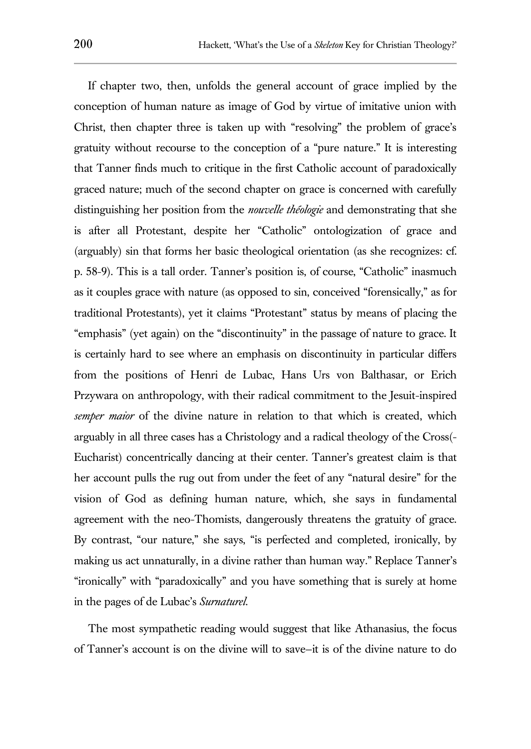If chapter two, then, unfolds the general account of grace implied by the conception of human nature as image of God by virtue of imitative union with Christ, then chapter three is taken up with "resolving" the problem of grace's gratuity without recourse to the conception of a "pure nature." It is interesting that Tanner finds much to critique in the first Catholic account of paradoxically graced nature; much of the second chapter on grace is concerned with carefully distinguishing her position from the *nouvelle théologie* and demonstrating that she is after all Protestant, despite her "Catholic" ontologization of grace and (arguably) sin that forms her basic theological orientation (as she recognizes: cf. p. 58-9). This is a tall order. Tanner's position is, of course, "Catholic" inasmuch as it couples grace with nature (as opposed to sin, conceived "forensically," as for traditional Protestants), yet it claims "Protestant" status by means of placing the "emphasis" (yet again) on the "discontinuity" in the passage of nature to grace. It is certainly hard to see where an emphasis on discontinuity in particular differs from the positions of Henri de Lubac, Hans Urs von Balthasar, or Erich Przywara on anthropology, with their radical commitment to the Jesuit-inspired *semper maior* of the divine nature in relation to that which is created, which arguably in all three cases has a Christology and a radical theology of the Cross(-Eucharist) concentrically dancing at their center. Tanner's greatest claim is that her account pulls the rug out from under the feet of any "natural desire" for the vision of God as defining human nature, which, she says in fundamental agreement with the neo-Thomists, dangerously threatens the gratuity of grace. By contrast, "our nature," she says, "is perfected and completed, ironically, by making us act unnaturally, in a divine rather than human way." Replace Tanner's "ironically" with "paradoxically" and you have something that is surely at home in the pages of de Lubac's *Surnaturel*.

The most sympathetic reading would suggest that like Athanasius, the focus of Tanner's account is on the divine will to save–it is of the divine nature to do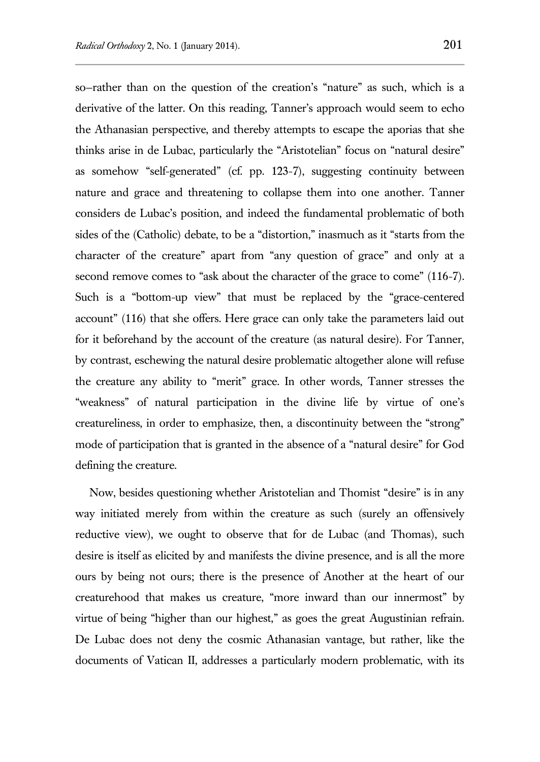so–rather than on the question of the creation's "nature" as such, which is a derivative of the latter. On this reading, Tanner's approach would seem to echo the Athanasian perspective, and thereby attempts to escape the aporias that she thinks arise in de Lubac, particularly the "Aristotelian" focus on "natural desire" as somehow "self-generated" (cf. pp. 123-7), suggesting continuity between nature and grace and threatening to collapse them into one another. Tanner considers de Lubac's position, and indeed the fundamental problematic of both sides of the (Catholic) debate, to be a "distortion," inasmuch as it "starts from the character of the creature" apart from "any question of grace" and only at a second remove comes to "ask about the character of the grace to come" (116-7). Such is a "bottom-up view" that must be replaced by the "grace-centered account" (116) that she offers. Here grace can only take the parameters laid out for it beforehand by the account of the creature (as natural desire). For Tanner, by contrast, eschewing the natural desire problematic altogether alone will refuse the creature any ability to "merit" grace. In other words, Tanner stresses the "weakness" of natural participation in the divine life by virtue of one's creatureliness, in order to emphasize, then, a discontinuity between the "strong" mode of participation that is granted in the absence of a "natural desire" for God defining the creature.

Now, besides questioning whether Aristotelian and Thomist "desire" is in any way initiated merely from within the creature as such (surely an offensively reductive view), we ought to observe that for de Lubac (and Thomas), such desire is itself as elicited by and manifests the divine presence, and is all the more ours by being not ours; there is the presence of Another at the heart of our creaturehood that makes us creature, "more inward than our innermost" by virtue of being "higher than our highest," as goes the great Augustinian refrain. De Lubac does not deny the cosmic Athanasian vantage, but rather, like the documents of Vatican II, addresses a particularly modern problematic, with its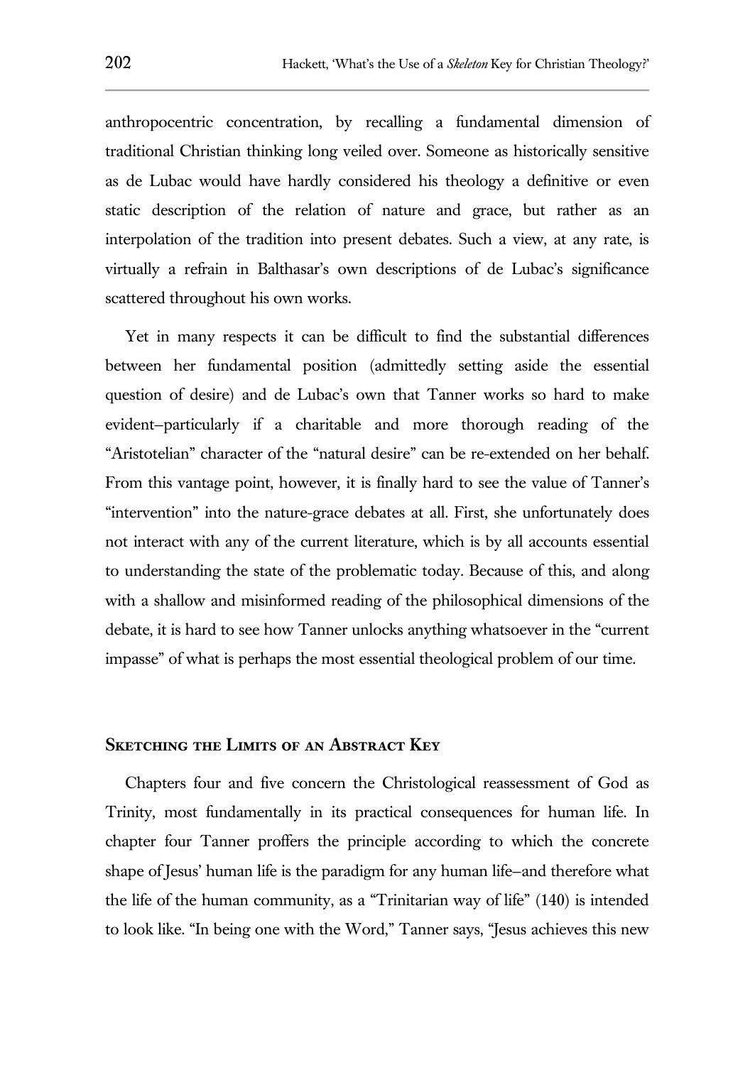anthropocentric concentration, by recalling a fundamental dimension of traditional Christian thinking long veiled over. Someone as historically sensitive as de Lubac would have hardly considered his theology a definitive or even static description of the relation of nature and grace, but rather as an interpolation of the tradition into present debates. Such a view, at any rate, is virtually a refrain in Balthasar's own descriptions of de Lubac's significance scattered throughout his own works.

Yet in many respects it can be difficult to find the substantial differences between her fundamental position (admittedly setting aside the essential question of desire) and de Lubac's own that Tanner works so hard to make evident—particularly if a charitable and more thorough reading of the "Aristotelian" character of the "natural desire" can be re-extended on her behalf. From this vantage point, however, it is finally hard to see the value of Tanner's "intervention" into the nature-grace debates at all. First, she unfortunately does not interact with any of the current literature, which is by all accounts essential to understanding the state of the problematic today. Because of this, and along with a shallow and misinformed reading of the philosophical dimensions of the debate, it is hard to see how Tanner unlocks anything whatsoever in the "current impasse" of what is perhaps the most essential theological problem of our time.

## Sketching the Limits of an Abstract Key

Chapters four and five concern the Christological reassessment of God as Trinity, most fundamentally in its practical consequences for human life. In chapter four Tanner proffers the principle according to which the concrete shape of Jesus' human life is the paradigm for any human life—and therefore what the life of the human community, as a "Trinitarian way of life" (140) is intended to look like. "In being one with the Word," Tanner says, "Jesus achieves this new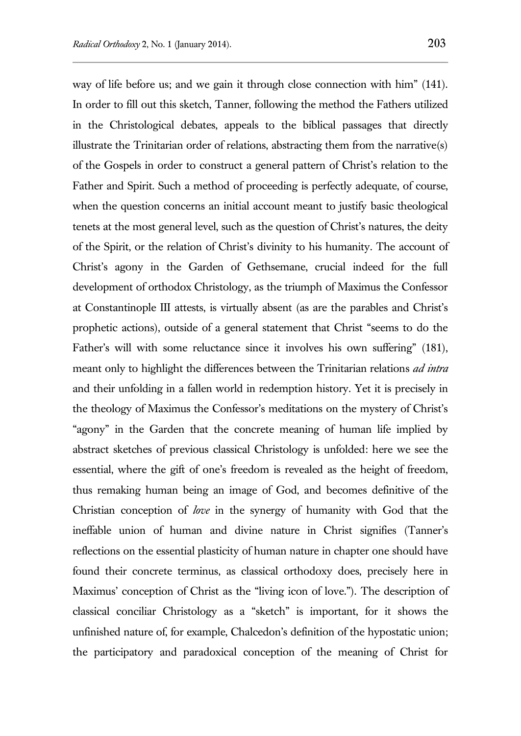way of life before us; and we gain it through close connection with him" (141). In order to fill out this sketch, Tanner, following the method the Fathers utilized in the Christological debates, appeals to the biblical passages that directly illustrate the Trinitarian order of relations, abstracting them from the narrative(s) of the Gospels in order to construct a general pattern of Christ's relation to the Father and Spirit. Such a method of proceeding is perfectly adequate, of course, when the question concerns an initial account meant to justify basic theological tenets at the most general level, such as the question of Christ's natures, the deity of the Spirit, or the relation of Christ's divinity to his humanity. The account of Christ's agony in the Garden of Gethsemane, crucial indeed for the full development of orthodox Christology, as the triumph of Maximus the Confessor at Constantinople III attests, is virtually absent (as are the parables and Christ's prophetic actions), outside of a general statement that Christ "seems to do the Father's will with some reluctance since it involves his own suffering" (181), meant only to highlight the differences between the Trinitarian relations *ad intra* and their unfolding in a fallen world in redemption history. Yet it is precisely in the theology of Maximus the Confessor's meditations on the mystery of Christ's "agony" in the Garden that the concrete meaning of human life implied by abstract sketches of previous classical Christology is unfolded: here we see the essential, where the gift of one's freedom is revealed as the height of freedom, thus remaking human being an image of God, and becomes definitive of the Christian conception of *love* in the synergy of humanity with God that the ineffable union of human and divine nature in Christ signifies (Tanner's reflections on the essential plasticity of human nature in chapter one should have found their concrete terminus, as classical orthodoxy does, precisely here in Maximus' conception of Christ as the "living icon of love."). The description of classical conciliar Christology as a "sketch" is important, for it shows the unfinished nature of, for example, Chalcedon's definition of the hypostatic union; the participatory and paradoxical conception of the meaning of Christ for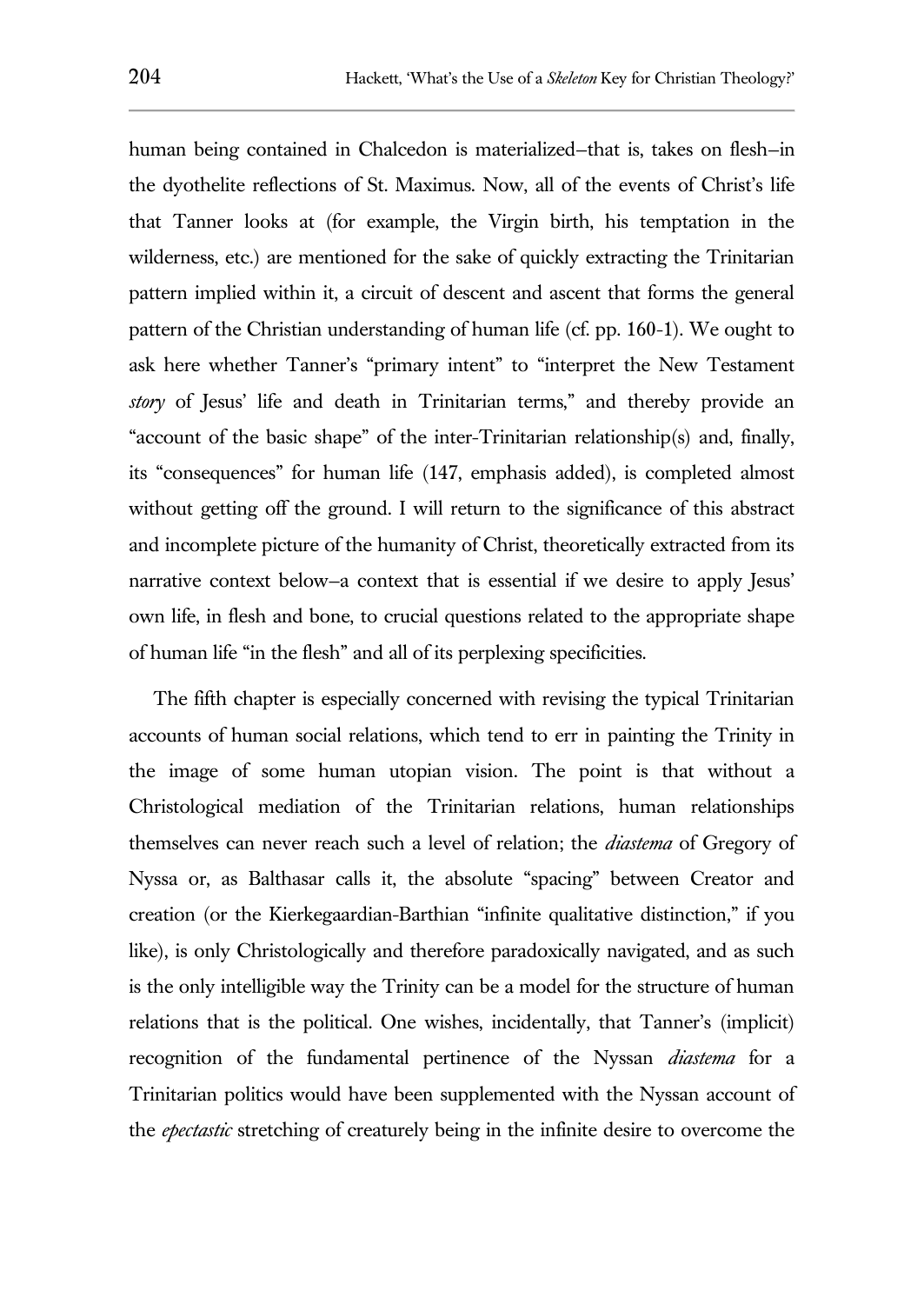human being contained in Chalcedon is materialized—that is, takes on flesh—in the dyothelite reflections of St. Maximus. Now, all of the events of Christ's life that Tanner looks at (for example, the Virgin birth, his temptation in the wilderness, etc.) are mentioned for the sake of quickly extracting the Trinitarian pattern implied within it, a circuit of descent and ascent that forms the general pattern of the Christian understanding of human life (cf. pp. 160-1). We ought to ask here whether Tanner's "primary intent" to "interpret the New Testament *story* of Jesus' life and death in Trinitarian terms," and thereby provide an "account of the basic shape" of the inter-Trinitarian relationship(s) and, finally, its "consequences" for human life (147, emphasis added), is completed almost without getting off the ground. I will return to the significance of this abstract and incomplete picture of the humanity of Christ, theoretically extracted from its narrative context below—a context that is essential if we desire to apply Jesus' own life, in flesh and bone, to crucial questions related to the appropriate shape of human life "in the flesh" and all of its perplexing specificities.

The fifth chapter is especially concerned with revising the typical Trinitarian accounts of human social relations, which tend to err in painting the Trinity in the image of some human utopian vision. The point is that without a Christological mediation of the Trinitarian relations, human relationships themselves can never reach such a level of relation; the *diastema* of Gregory of Nyssa or, as Balthasar calls it, the absolute "spacing" between Creator and creation (or the Kierkegaardian-Barthian "infinite qualitative distinction," if you like), is only Christologically and therefore paradoxically navigated, and as such is the only intelligible way the Trinity can be a model for the structure of human relations that is the political. One wishes, incidentally, that Tanner's (implicit) recognition of the fundamental pertinence of the Nyssan *diastema* for a Trinitarian politics would have been supplemented with the Nyssan account of the *epectastic* stretching of creaturely being in the infinite desire to overcome the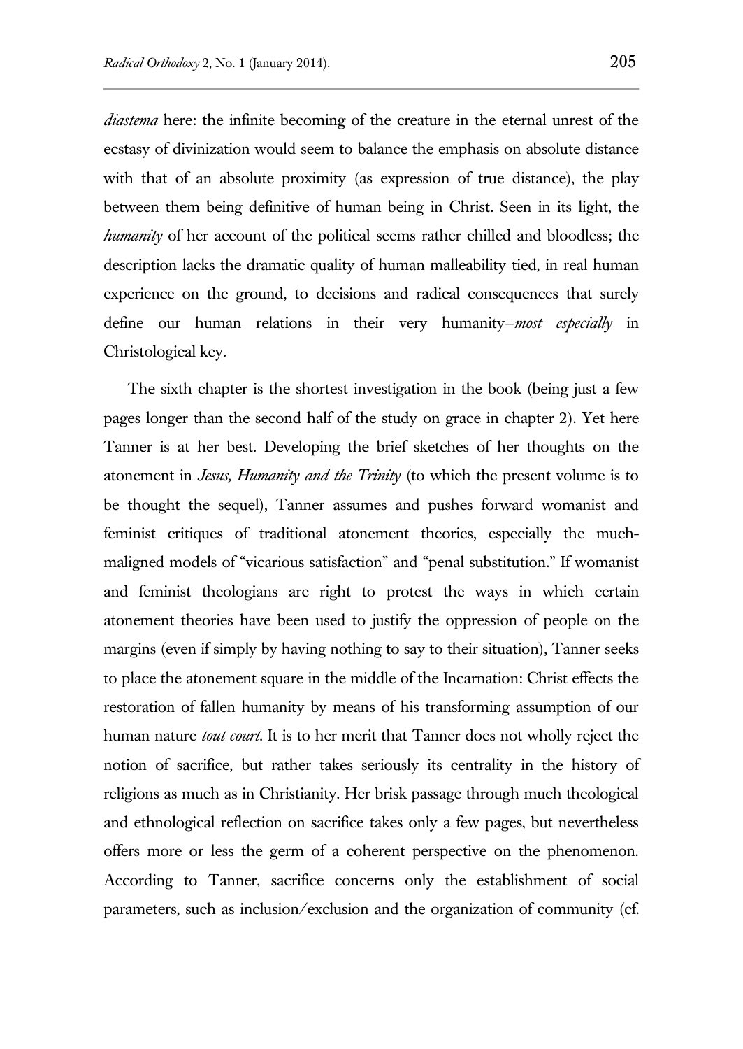*diastema* here: the infinite becoming of the creature in the eternal unrest of the ecstasy of divinization would seem to balance the emphasis on absolute distance with that of an absolute proximity (as expression of true distance), the play between them being definitive of human being in Christ. Seen in its light, the *humanity* of her account of the political seems rather chilled and bloodless; the description lacks the dramatic quality of human malleability tied, in real human experience on the ground, to decisions and radical consequences that surely define our human relations in their very humanity–*most especially* in Christological key.

The sixth chapter is the shortest investigation in the book (being just a few pages longer than the second half of the study on grace in chapter 2). Yet here Tanner is at her best. Developing the brief sketches of her thoughts on the atonement in *Jesus, Humanity and the Trinity* (to which the present volume is to be thought the sequel), Tanner assumes and pushes forward womanist and feminist critiques of traditional atonement theories, especially the much-maligned models of "vicarious satisfaction" and "penal substitution." If womanist and feminist theologians are right to protest the ways in which certain atonement theories have been used to justify the oppression of people on the margins (even if simply by having nothing to say to their situation), Tanner seeks to place the atonement square in the middle of the Incarnation: Christ effects the restoration of fallen humanity by means of his transforming assumption of our human nature *tout court*. It is to her merit that Tanner does not wholly reject the notion of sacrifice, but rather takes seriously its centrality in the history of religions as much as in Christianity. Her brisk passage through much theological and ethnological reflection on sacrifice takes only a few pages, but nevertheless offers more or less the germ of a coherent perspective on the phenomenon. According to Tanner, sacrifice concerns only the establishment of social parameters, such as inclusion/exclusion and the organization of community (cf.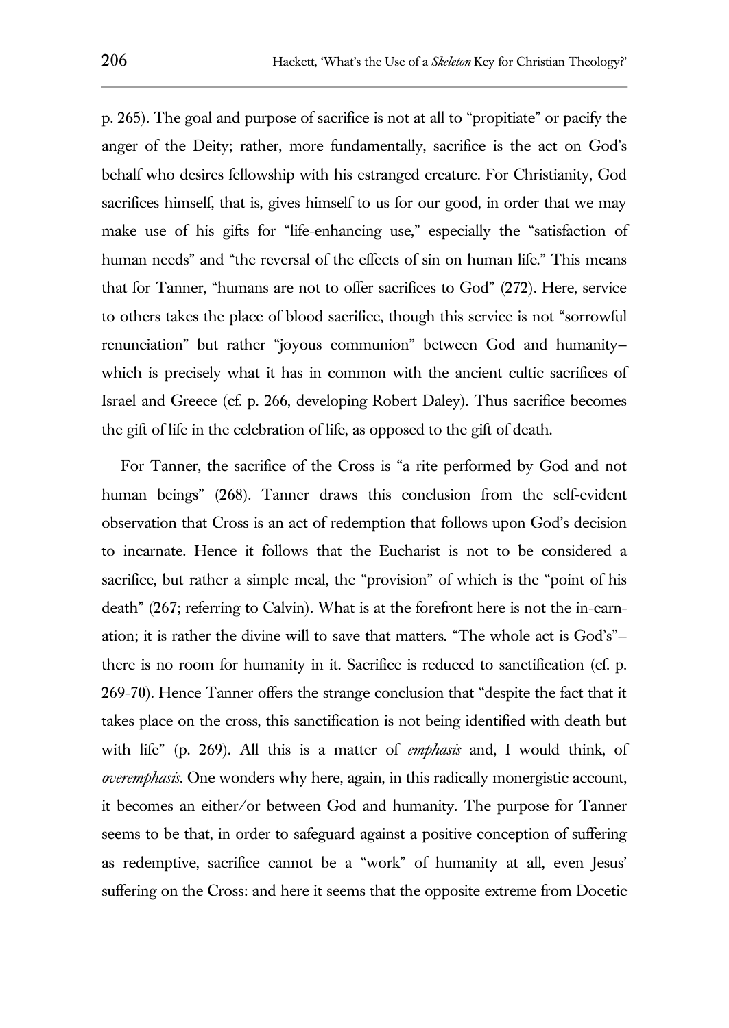p. 265). The goal and purpose of sacrifice is not at all to "propitiate" or pacify the anger of the Deity; rather, more fundamentally, sacrifice is the act on God's behalf who desires fellowship with his estranged creature. For Christianity, God sacrifices himself, that is, gives himself to us for our good, in order that we may make use of his gifts for "life-enhancing use," especially the "satisfaction of human needs" and "the reversal of the effects of sin on human life." This means that for Tanner, "humans are not to offer sacrifices to God" (272). Here, service to others takes the place of blood sacrifice, though this service is not "sorrowful renunciation" but rather "joyous communion" between God and humanity–which is precisely what it has in common with the ancient cultic sacrifices of Israel and Greece (cf. p. 266, developing Robert Daley). Thus sacrifice becomes the gift of life in the celebration of life, as opposed to the gift of death.

For Tanner, the sacrifice of the Cross is "a rite performed by God and not human beings" (268). Tanner draws this conclusion from the self-evident observation that Cross is an act of redemption that follows upon God's decision to incarnate. Hence it follows that the Eucharist is not to be considered a sacrifice, but rather a simple meal, the "provision" of which is the "point of his death" (267; referring to Calvin). What is at the forefront here is not the in-carn-ation; it is rather the divine will to save that matters. "The whole act is God's"–there is no room for humanity in it. Sacrifice is reduced to sanctification (cf. p. 269-70). Hence Tanner offers the strange conclusion that "despite the fact that it takes place on the cross, this sanctification is not being identified with death but with life" (p. 269). All this is a matter of *emphasis* and, I would think, of *overemphasis*. One wonders why here, again, in this radically monergistic account, it becomes an either/or between God and humanity. The purpose for Tanner seems to be that, in order to safeguard against a positive conception of suffering as redemptive, sacrifice cannot be a "work" of humanity at all, even Jesus' suffering on the Cross: and here it seems that the opposite extreme from Docetic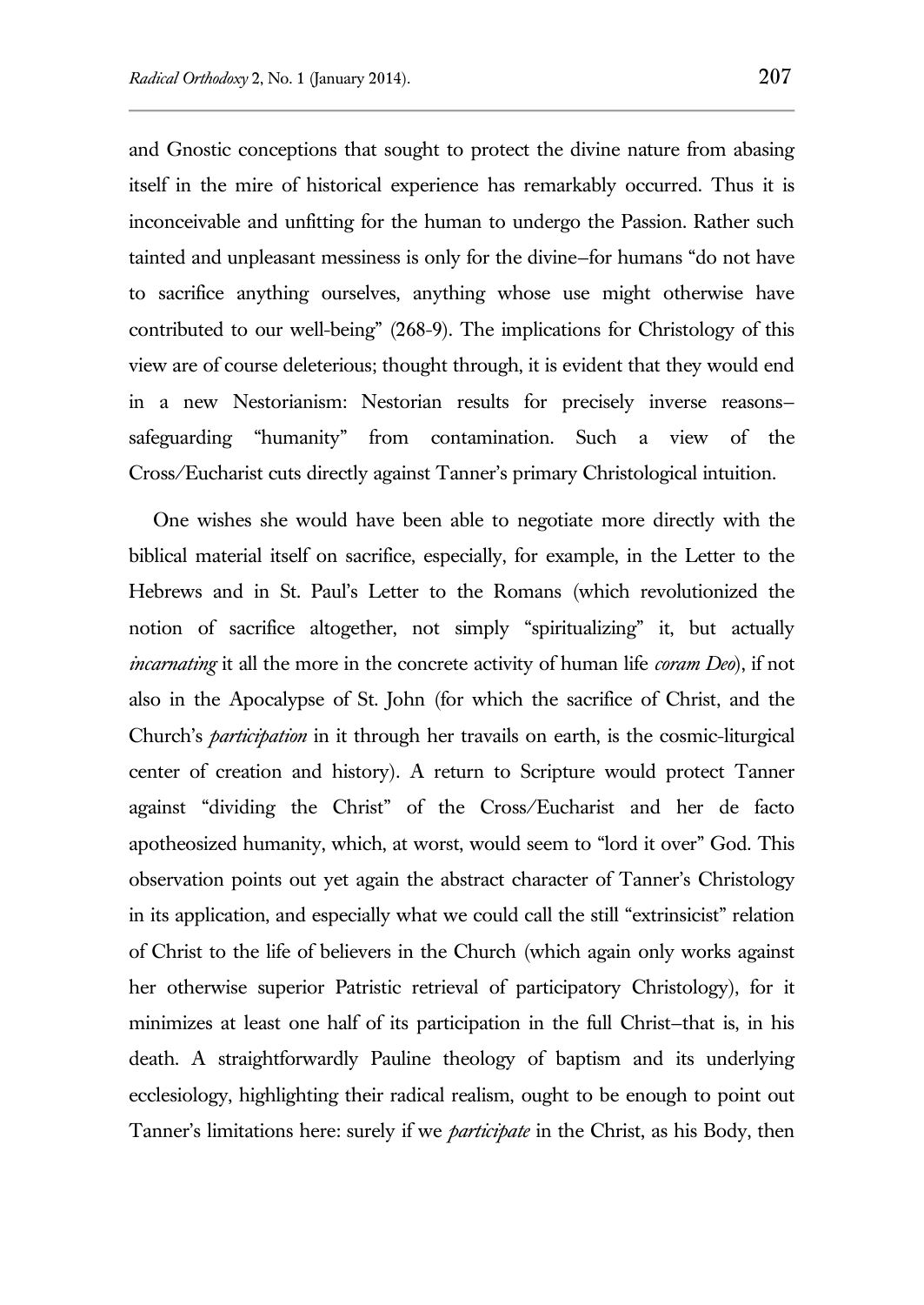and Gnostic conceptions that sought to protect the divine nature from abasing itself in the mire of historical experience has remarkably occurred. Thus it is inconceivable and unfitting for the human to undergo the Passion. Rather such tainted and unpleasant messiness is only for the divine—for humans "do not have to sacrifice anything ourselves, anything whose use might otherwise have contributed to our well-being" (268-9). The implications for Christology of this view are of course deleterious; thought through, it is evident that they would end in a new Nestorianism: Nestorian results for precisely inverse reasons—safeguarding "humanity" from contamination. Such a view of the Cross/Eucharist cuts directly against Tanner's primary Christological intuition.

One wishes she would have been able to negotiate more directly with the biblical material itself on sacrifice, especially, for example, in the Letter to the Hebrews and in St. Paul's Letter to the Romans (which revolutionized the notion of sacrifice altogether, not simply "spiritualizing" it, but actually *incarnating* it all the more in the concrete activity of human life *coram Deo*), if not also in the Apocalypse of St. John (for which the sacrifice of Christ, and the Church's *participation* in it through her travails on earth, is the cosmic-liturgical center of creation and history). A return to Scripture would protect Tanner against "dividing the Christ" of the Cross/Eucharist and her de facto apotheosized humanity, which, at worst, would seem to "lord it over" God. This observation points out yet again the abstract character of Tanner's Christology in its application, and especially what we could call the still "extrinsicist" relation of Christ to the life of believers in the Church (which again only works against her otherwise superior Patristic retrieval of participatory Christology), for it minimizes at least one half of its participation in the full Christ—that is, in his death. A straightforwardly Pauline theology of baptism and its underlying ecclesiology, highlighting their radical realism, ought to be enough to point out Tanner's limitations here: surely if we *participate* in the Christ, as his Body, then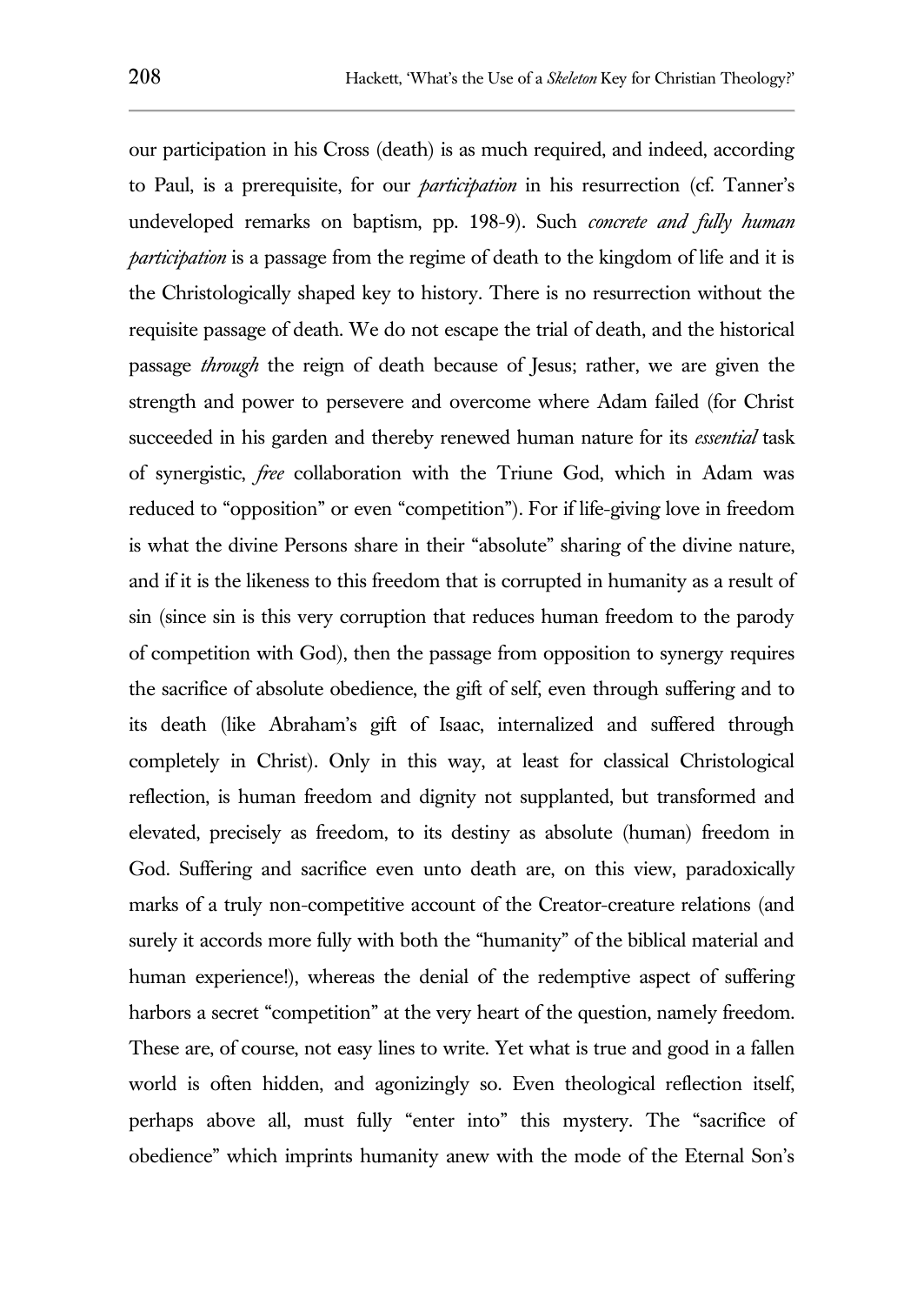our participation in his Cross (death) is as much required, and indeed, according to Paul, is a prerequisite, for our *participation* in his resurrection (cf. Tanner's undeveloped remarks on baptism, pp. 198-9). Such *concrete and fully human participation* is a passage from the regime of death to the kingdom of life and it is the Christologically shaped key to history. There is no resurrection without the requisite passage of death. We do not escape the trial of death, and the historical passage *through* the reign of death because of Jesus; rather, we are given the strength and power to persevere and overcome where Adam failed (for Christ succeeded in his garden and thereby renewed human nature for its *essential* task of synergistic, *free* collaboration with the Triune God, which in Adam was reduced to "opposition" or even "competition"). For if life-giving love in freedom is what the divine Persons share in their "absolute" sharing of the divine nature, and if it is the likeness to this freedom that is corrupted in humanity as a result of sin (since sin is this very corruption that reduces human freedom to the parody of competition with God), then the passage from opposition to synergy requires the sacrifice of absolute obedience, the gift of self, even through suffering and to its death (like Abraham's gift of Isaac, internalized and suffered through completely in Christ). Only in this way, at least for classical Christological reflection, is human freedom and dignity not supplanted, but transformed and elevated, precisely as freedom, to its destiny as absolute (human) freedom in God. Suffering and sacrifice even unto death are, on this view, paradoxically marks of a truly non-competitive account of the Creator-creature relations (and surely it accords more fully with both the "humanity" of the biblical material and human experience!), whereas the denial of the redemptive aspect of suffering harbors a secret "competition" at the very heart of the question, namely freedom. These are, of course, not easy lines to write. Yet what is true and good in a fallen world is often hidden, and agonizingly so. Even theological reflection itself, perhaps above all, must fully "enter into" this mystery. The "sacrifice of obedience" which imprints humanity anew with the mode of the Eternal Son's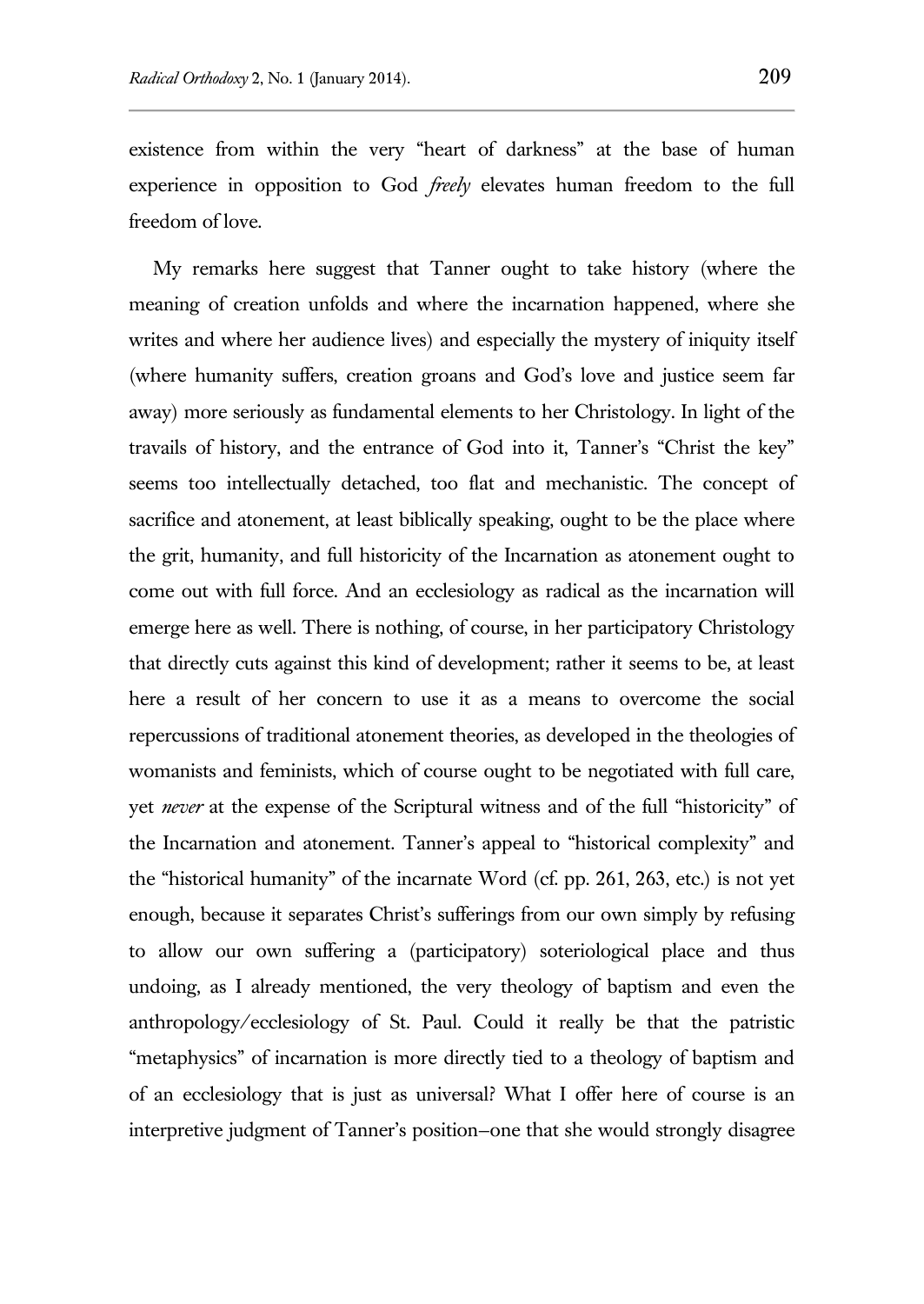existence from within the very "heart of darkness" at the base of human experience in opposition to God *freely* elevates human freedom to the full freedom of love.

My remarks here suggest that Tanner ought to take history (where the meaning of creation unfolds and where the incarnation happened, where she writes and where her audience lives) and especially the mystery of iniquity itself (where humanity suffers, creation groans and God's love and justice seem far away) more seriously as fundamental elements to her Christology. In light of the travails of history, and the entrance of God into it, Tanner's "Christ the key" seems too intellectually detached, too flat and mechanistic. The concept of sacrifice and atonement, at least biblically speaking, ought to be the place where the grit, humanity, and full historicity of the Incarnation as atonement ought to come out with full force. And an ecclesiology as radical as the incarnation will emerge here as well. There is nothing, of course, in her participatory Christology that directly cuts against this kind of development; rather it seems to be, at least here a result of her concern to use it as a means to overcome the social repercussions of traditional atonement theories, as developed in the theologies of womanists and feminists, which of course ought to be negotiated with full care, yet *never* at the expense of the Scriptural witness and of the full "historicity" of the Incarnation and atonement. Tanner's appeal to "historical complexity" and the "historical humanity" of the incarnate Word (cf. pp. 261, 263, etc.) is not yet enough, because it separates Christ's sufferings from our own simply by refusing to allow our own suffering a (participatory) soteriological place and thus undoing, as I already mentioned, the very theology of baptism and even the anthropology/ecclesiology of St. Paul. Could it really be that the patristic "metaphysics" of incarnation is more directly tied to a theology of baptism and of an ecclesiology that is just as universal? What I offer here of course is an interpretive judgment of Tanner's position–one that she would strongly disagree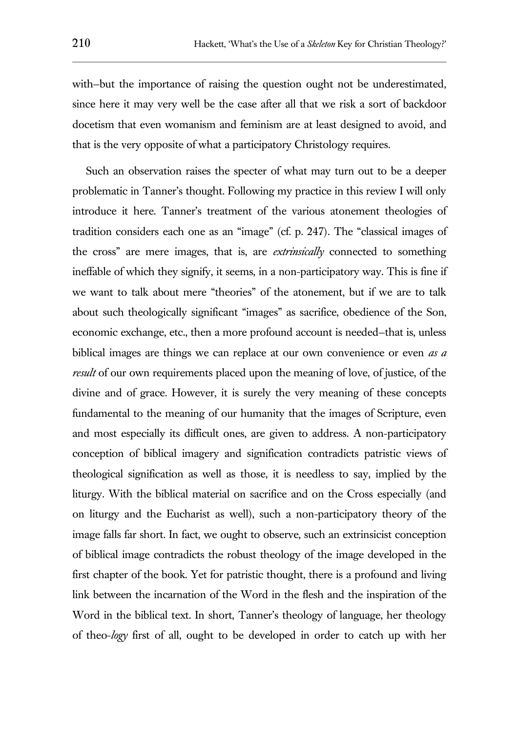with–but the importance of raising the question ought not be underestimated, since here it may very well be the case after all that we risk a sort of backdoor docetism that even womanism and feminism are at least designed to avoid, and that is the very opposite of what a participatory Christology requires.

Such an observation raises the specter of what may turn out to be a deeper problematic in Tanner's thought. Following my practice in this review I will only introduce it here. Tanner's treatment of the various atonement theologies of tradition considers each one as an "image" (cf. p. 247). The "classical images of the cross" are mere images, that is, are *extrinsically* connected to something ineffable of which they signify, it seems, in a non-participatory way. This is fine if we want to talk about mere "theories" of the atonement, but if we are to talk about such theologically significant "images" as sacrifice, obedience of the Son, economic exchange, etc., then a more profound account is needed–that is, unless biblical images are things we can replace at our own convenience or even *as a result* of our own requirements placed upon the meaning of love, of justice, of the divine and of grace. However, it is surely the very meaning of these concepts fundamental to the meaning of our humanity that the images of Scripture, even and most especially its difficult ones, are given to address. A non-participatory conception of biblical imagery and signification contradicts patristic views of theological signification as well as those, it is needless to say, implied by the liturgy. With the biblical material on sacrifice and on the Cross especially (and on liturgy and the Eucharist as well), such a non-participatory theory of the image falls far short. In fact, we ought to observe, such an extrinsicist conception of biblical image contradicts the robust theology of the image developed in the first chapter of the book. Yet for patristic thought, there is a profound and living link between the incarnation of the Word in the flesh and the inspiration of the Word in the biblical text. In short, Tanner's theology of language, her theology of theo-*logy* first of all, ought to be developed in order to catch up with her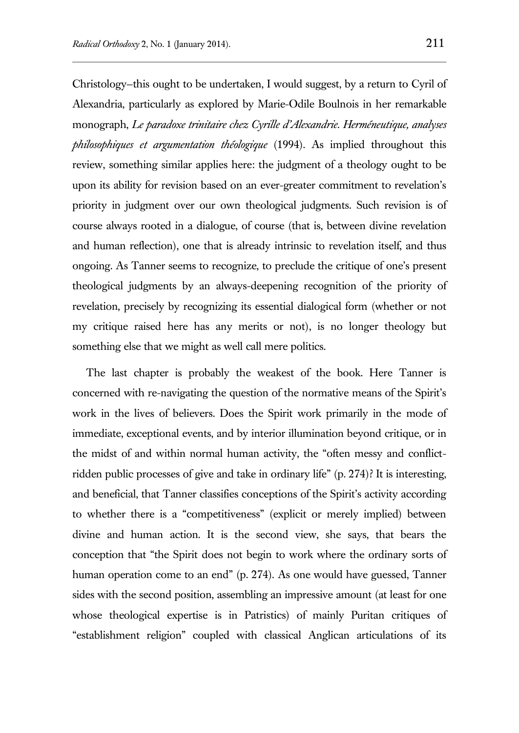Christology–this ought to be undertaken, I would suggest, by a return to Cyril of Alexandria, particularly as explored by Marie-Odile Boulnois in her remarkable monograph, *Le paradoxe trinitaire chez Cyrille d'Alexandrie. Herméneutique, analyses philosophiques et argumentation théologique* (1994). As implied throughout this review, something similar applies here: the judgment of a theology ought to be upon its ability for revision based on an ever-greater commitment to revelation's priority in judgment over our own theological judgments. Such revision is of course always rooted in a dialogue, of course (that is, between divine revelation and human reflection), one that is already intrinsic to revelation itself, and thus ongoing. As Tanner seems to recognize, to preclude the critique of one's present theological judgments by an always-deepening recognition of the priority of revelation, precisely by recognizing its essential dialogical form (whether or not my critique raised here has any merits or not), is no longer theology but something else that we might as well call mere politics.

The last chapter is probably the weakest of the book. Here Tanner is concerned with re-navigating the question of the normative means of the Spirit's work in the lives of believers. Does the Spirit work primarily in the mode of immediate, exceptional events, and by interior illumination beyond critique, or in the midst of and within normal human activity, the "often messy and conflict-ridden public processes of give and take in ordinary life" (p. 274)? It is interesting, and beneficial, that Tanner classifies conceptions of the Spirit's activity according to whether there is a "competitiveness" (explicit or merely implied) between divine and human action. It is the second view, she says, that bears the conception that "the Spirit does not begin to work where the ordinary sorts of human operation come to an end" (p. 274). As one would have guessed, Tanner sides with the second position, assembling an impressive amount (at least for one whose theological expertise is in Patristics) of mainly Puritan critiques of "establishment religion" coupled with classical Anglican articulations of its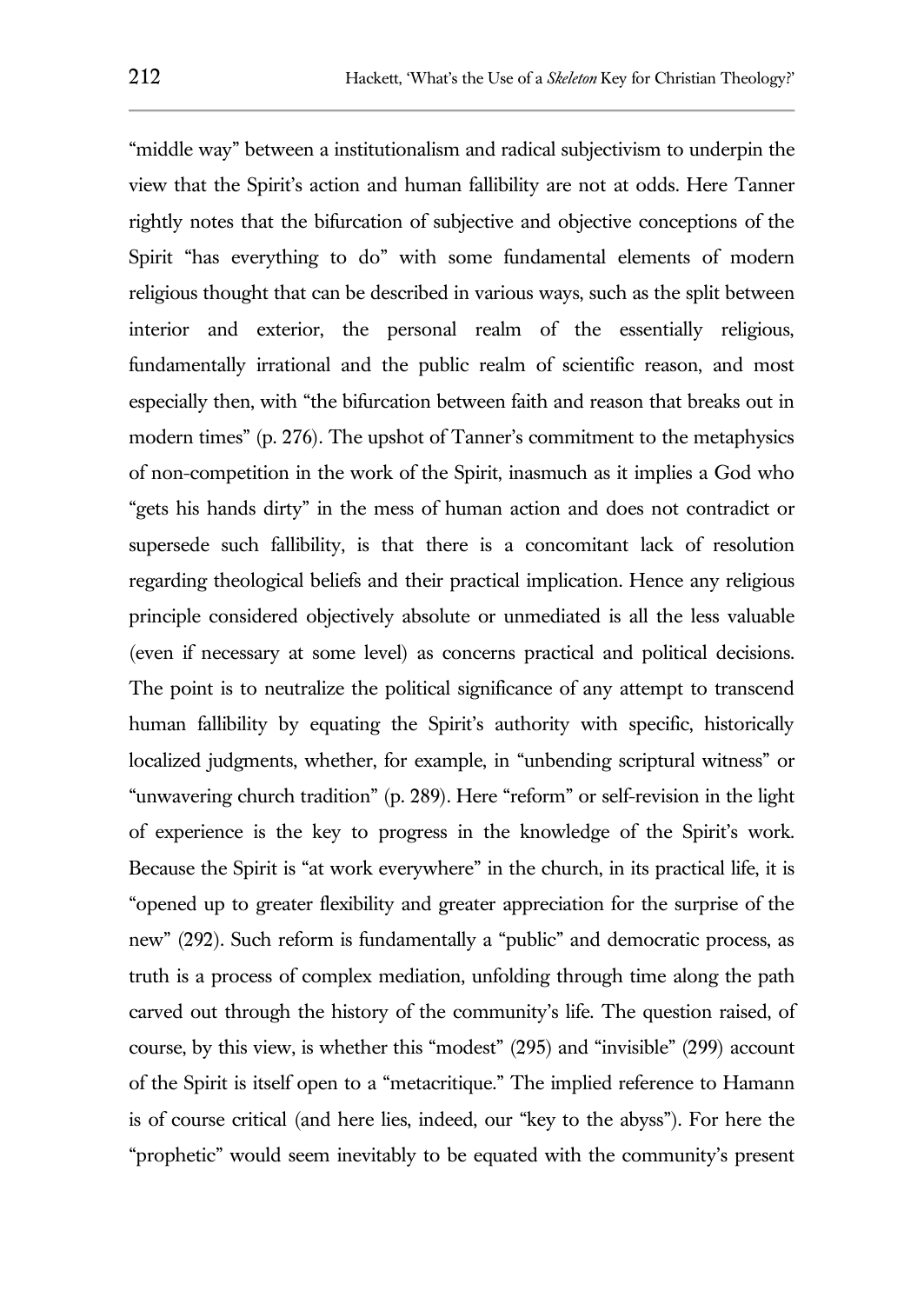"middle way" between a institutionalism and radical subjectivism to underpin the view that the Spirit's action and human fallibility are not at odds. Here Tanner rightly notes that the bifurcation of subjective and objective conceptions of the Spirit "has everything to do" with some fundamental elements of modern religious thought that can be described in various ways, such as the split between interior and exterior, the personal realm of the essentially religious, fundamentally irrational and the public realm of scientific reason, and most especially then, with "the bifurcation between faith and reason that breaks out in modern times" (p. 276). The upshot of Tanner's commitment to the metaphysics of non-competition in the work of the Spirit, inasmuch as it implies a God who "gets his hands dirty" in the mess of human action and does not contradict or supersede such fallibility, is that there is a concomitant lack of resolution regarding theological beliefs and their practical implication. Hence any religious principle considered objectively absolute or unmediated is all the less valuable (even if necessary at some level) as concerns practical and political decisions. The point is to neutralize the political significance of any attempt to transcend human fallibility by equating the Spirit's authority with specific, historically localized judgments, whether, for example, in "unbending scriptural witness" or "unwavering church tradition" (p. 289). Here "reform" or self-revision in the light of experience is the key to progress in the knowledge of the Spirit's work. Because the Spirit is "at work everywhere" in the church, in its practical life, it is "opened up to greater flexibility and greater appreciation for the surprise of the new" (292). Such reform is fundamentally a "public" and democratic process, as truth is a process of complex mediation, unfolding through time along the path carved out through the history of the community's life. The question raised, of course, by this view, is whether this "modest" (295) and "invisible" (299) account of the Spirit is itself open to a "metacritique." The implied reference to Hamann is of course critical (and here lies, indeed, our "key to the abyss"). For here the "prophetic" would seem inevitably to be equated with the community's present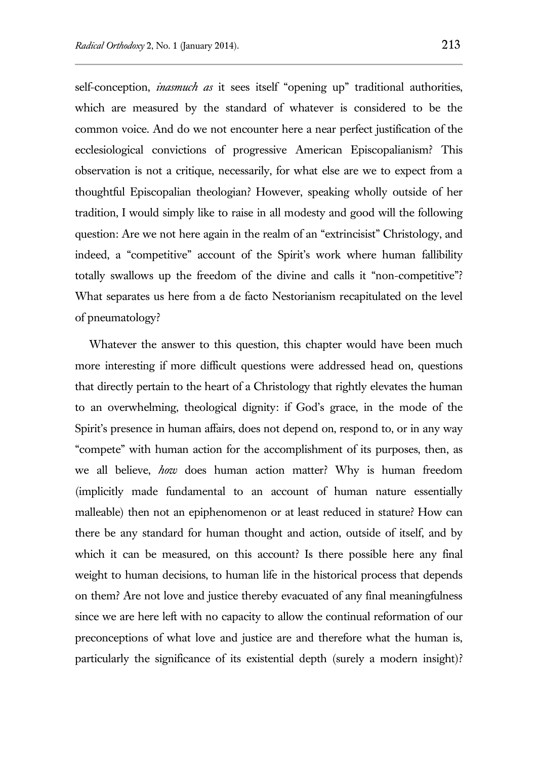self-conception, *inasmuch as* it sees itself "opening up" traditional authorities, which are measured by the standard of whatever is considered to be the common voice. And do we not encounter here a near perfect justification of the ecclesiological convictions of progressive American Episcopalianism? This observation is not a critique, necessarily, for what else are we to expect from a thoughtful Episcopalian theologian? However, speaking wholly outside of her tradition, I would simply like to raise in all modesty and good will the following question: Are we not here again in the realm of an "extrincisist" Christology, and indeed, a "competitive" account of the Spirit's work where human fallibility totally swallows up the freedom of the divine and calls it "non-competitive"? What separates us here from a de facto Nestorianism recapitulated on the level of pneumatology?

Whatever the answer to this question, this chapter would have been much more interesting if more difficult questions were addressed head on, questions that directly pertain to the heart of a Christology that rightly elevates the human to an overwhelming, theological dignity: if God's grace, in the mode of the Spirit's presence in human affairs, does not depend on, respond to, or in any way "compete" with human action for the accomplishment of its purposes, then, as we all believe, *how* does human action matter? Why is human freedom (implicitly made fundamental to an account of human nature essentially malleable) then not an epiphenomenon or at least reduced in stature? How can there be any standard for human thought and action, outside of itself, and by which it can be measured, on this account? Is there possible here any final weight to human decisions, to human life in the historical process that depends on them? Are not love and justice thereby evacuated of any final meaningfulness since we are here left with no capacity to allow the continual reformation of our preconceptions of what love and justice are and therefore what the human is, particularly the significance of its existential depth (surely a modern insight)?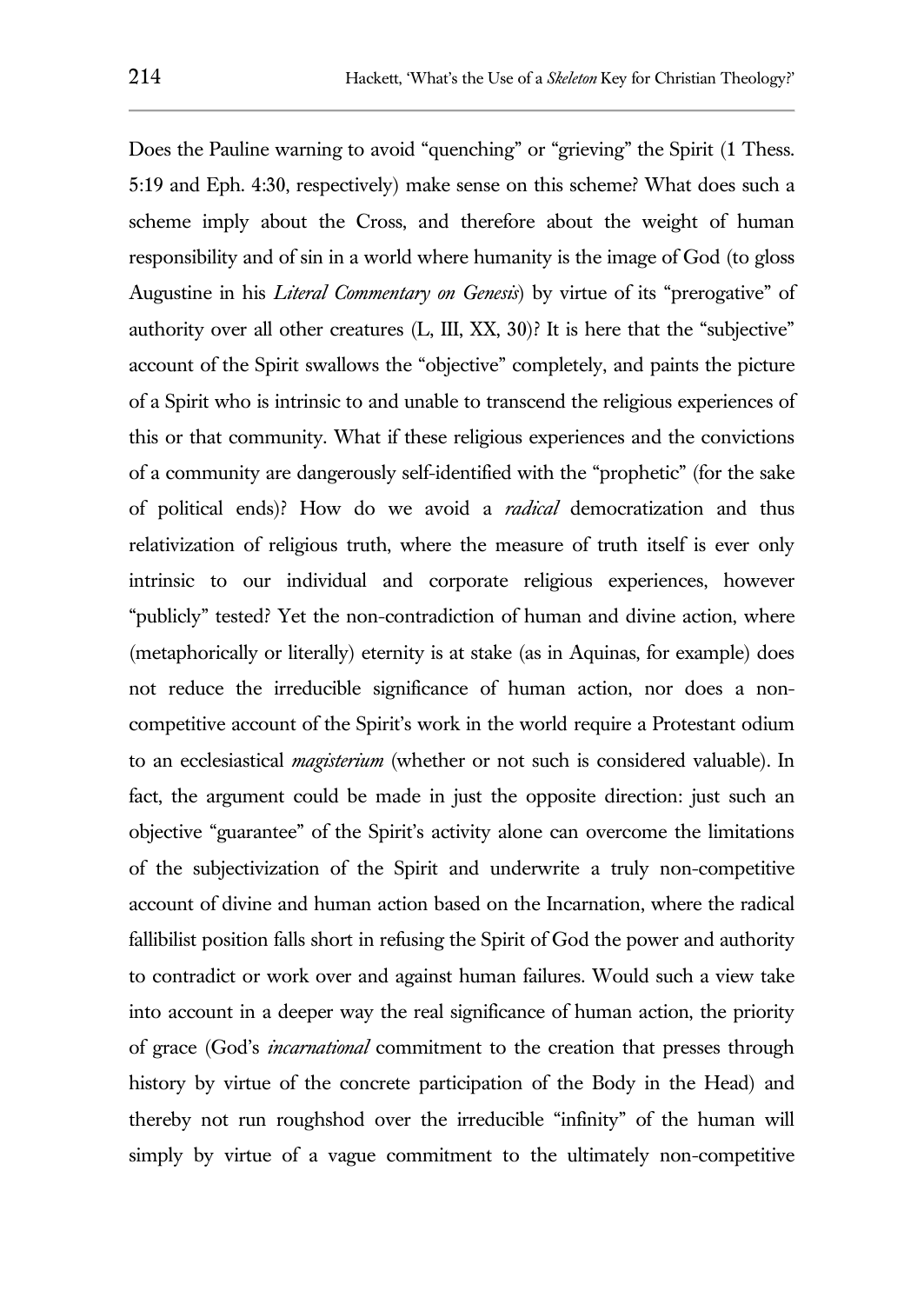Does the Pauline warning to avoid "quenching" or "grieving" the Spirit (1 Thess. 5:19 and Eph. 4:30, respectively) make sense on this scheme? What does such a scheme imply about the Cross, and therefore about the weight of human responsibility and of sin in a world where humanity is the image of God (to gloss Augustine in his *Literal Commentary on Genesis*) by virtue of its "prerogative" of authority over all other creatures (L, III, XX, 30)? It is here that the "subjective" account of the Spirit swallows the "objective" completely, and paints the picture of a Spirit who is intrinsic to and unable to transcend the religious experiences of this or that community. What if these religious experiences and the convictions of a community are dangerously self-identified with the "prophetic" (for the sake of political ends)? How do we avoid a *radical* democratization and thus relativization of religious truth, where the measure of truth itself is ever only intrinsic to our individual and corporate religious experiences, however "publicly" tested? Yet the non-contradiction of human and divine action, where (metaphorically or literally) eternity is at stake (as in Aquinas, for example) does not reduce the irreducible significance of human action, nor does a non-competitive account of the Spirit's work in the world require a Protestant odium to an ecclesiastical *magisterium* (whether or not such is considered valuable). In fact, the argument could be made in just the opposite direction: just such an objective "guarantee" of the Spirit's activity alone can overcome the limitations of the subjectivization of the Spirit and underwrite a truly non-competitive account of divine and human action based on the Incarnation, where the radical fallibilist position falls short in refusing the Spirit of God the power and authority to contradict or work over and against human failures. Would such a view take into account in a deeper way the real significance of human action, the priority of grace (God's *incarnational* commitment to the creation that presses through history by virtue of the concrete participation of the Body in the Head) and thereby not run roughshod over the irreducible "infinity" of the human will simply by virtue of a vague commitment to the ultimately non-competitive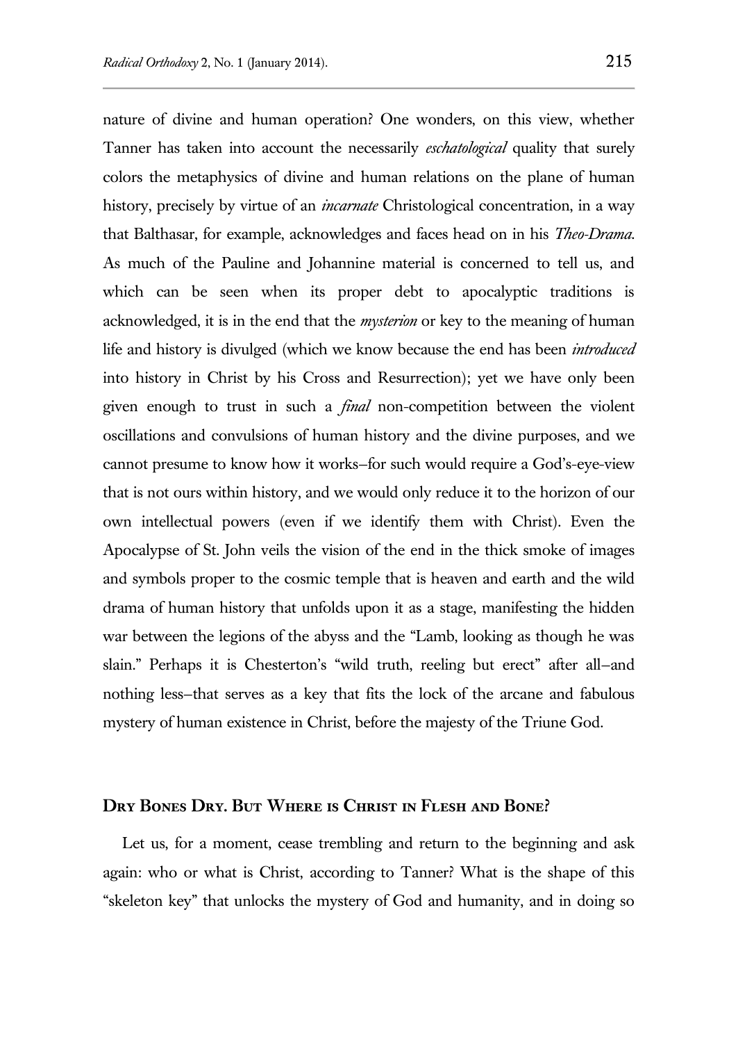nature of divine and human operation? One wonders, on this view, whether Tanner has taken into account the necessarily *eschatological* quality that surely colors the metaphysics of divine and human relations on the plane of human history, precisely by virtue of an *incarnate* Christological concentration, in a way that Balthasar, for example, acknowledges and faces head on in his *Theo-Drama*. As much of the Pauline and Johannine material is concerned to tell us, and which can be seen when its proper debt to apocalyptic traditions is acknowledged, it is in the end that the *mysterion* or key to the meaning of human life and history is divulged (which we know because the end has been *introduced* into history in Christ by his Cross and Resurrection); yet we have only been given enough to trust in such a *final* non-competition between the violent oscillations and convulsions of human history and the divine purposes, and we cannot presume to know how it works–for such would require a God's-eye-view that is not ours within history, and we would only reduce it to the horizon of our own intellectual powers (even if we identify them with Christ). Even the Apocalypse of St. John veils the vision of the end in the thick smoke of images and symbols proper to the cosmic temple that is heaven and earth and the wild drama of human history that unfolds upon it as a stage, manifesting the hidden war between the legions of the abyss and the "Lamb, looking as though he was slain." Perhaps it is Chesterton's "wild truth, reeling but erect" after all–and nothing less–that serves as a key that fits the lock of the arcane and fabulous mystery of human existence in Christ, before the majesty of the Triune God.

## Dry Bones Dry. But Where is Christ in Flesh and Bone?

Let us, for a moment, cease trembling and return to the beginning and ask again: who or what is Christ, according to Tanner? What is the shape of this "skeleton key" that unlocks the mystery of God and humanity, and in doing so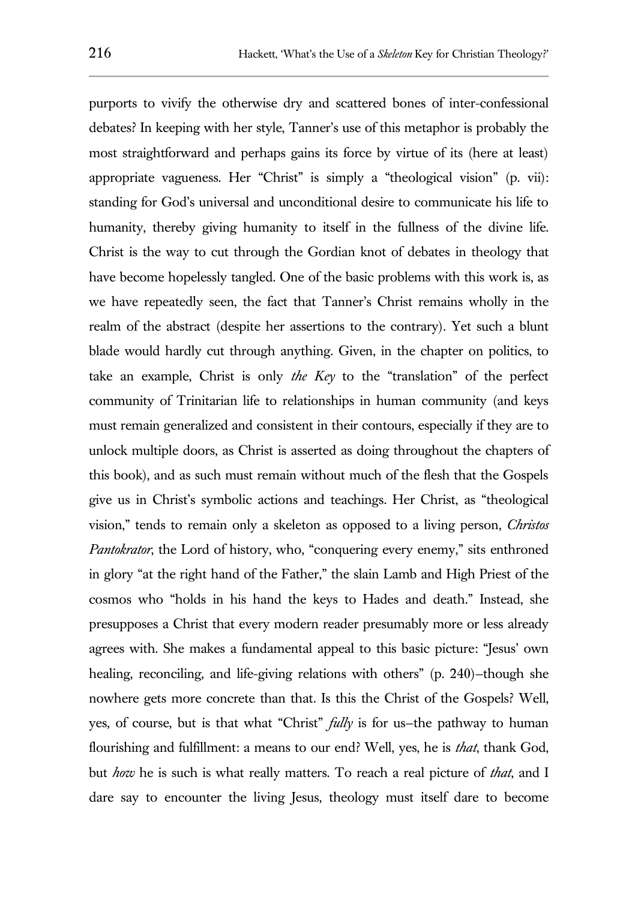purports to vivify the otherwise dry and scattered bones of inter-confessional debates? In keeping with her style, Tanner's use of this metaphor is probably the most straightforward and perhaps gains its force by virtue of its (here at least) appropriate vagueness. Her "Christ" is simply a "theological vision" (p. vii): standing for God's universal and unconditional desire to communicate his life to humanity, thereby giving humanity to itself in the fullness of the divine life. Christ is the way to cut through the Gordian knot of debates in theology that have become hopelessly tangled. One of the basic problems with this work is, as we have repeatedly seen, the fact that Tanner's Christ remains wholly in the realm of the abstract (despite her assertions to the contrary). Yet such a blunt blade would hardly cut through anything. Given, in the chapter on politics, to take an example, Christ is only *the Key* to the "translation" of the perfect community of Trinitarian life to relationships in human community (and keys must remain generalized and consistent in their contours, especially if they are to unlock multiple doors, as Christ is asserted as doing throughout the chapters of this book), and as such must remain without much of the flesh that the Gospels give us in Christ's symbolic actions and teachings. Her Christ, as "theological vision," tends to remain only a skeleton as opposed to a living person, *Christos Pantokrator*, the Lord of history, who, "conquering every enemy," sits enthroned in glory "at the right hand of the Father," the slain Lamb and High Priest of the cosmos who "holds in his hand the keys to Hades and death." Instead, she presupposes a Christ that every modern reader presumably more or less already agrees with. She makes a fundamental appeal to this basic picture: "Jesus' own healing, reconciling, and life-giving relations with others" (p. 240)–though she nowhere gets more concrete than that. Is this the Christ of the Gospels? Well, yes, of course, but is that what "Christ" *fully* is for us–the pathway to human flourishing and fulfillment: a means to our end? Well, yes, he is *that*, thank God, but *how* he is such is what really matters. To reach a real picture of *that*, and I dare say to encounter the living Jesus, theology must itself dare to become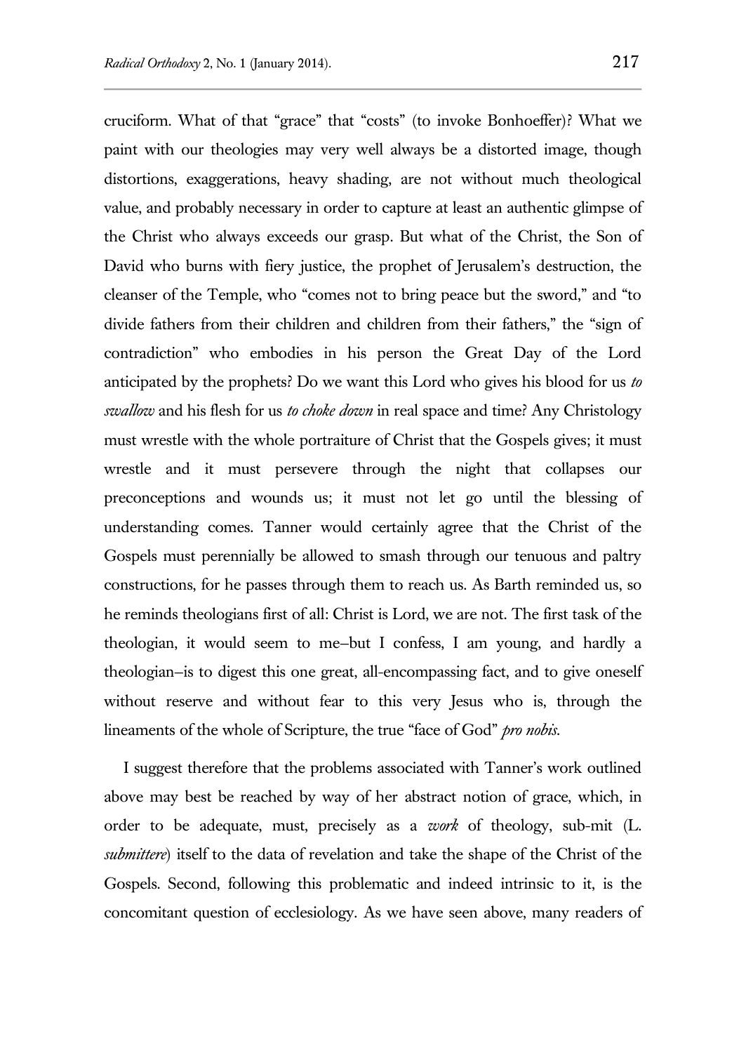cruciform. What of that "grace" that "costs" (to invoke Bonhoeffer)? What we paint with our theologies may very well always be a distorted image, though distortions, exaggerations, heavy shading, are not without much theological value, and probably necessary in order to capture at least an authentic glimpse of the Christ who always exceeds our grasp. But what of the Christ, the Son of David who burns with fiery justice, the prophet of Jerusalem's destruction, the cleanser of the Temple, who "comes not to bring peace but the sword," and "to divide fathers from their children and children from their fathers," the "sign of contradiction" who embodies in his person the Great Day of the Lord anticipated by the prophets? Do we want this Lord who gives his blood for us *to swallow* and his flesh for us *to choke down* in real space and time? Any Christology must wrestle with the whole portraiture of Christ that the Gospels gives; it must wrestle and it must persevere through the night that collapses our preconceptions and wounds us; it must not let go until the blessing of understanding comes. Tanner would certainly agree that the Christ of the Gospels must perennially be allowed to smash through our tenuous and paltry constructions, for he passes through them to reach us. As Barth reminded us, so he reminds theologians first of all: Christ is Lord, we are not. The first task of the theologian, it would seem to me—but I confess, I am young, and hardly a theologian—is to digest this one great, all-encompassing fact, and to give oneself without reserve and without fear to this very Jesus who is, through the lineaments of the whole of Scripture, the true "face of God" *pro nobis*.

I suggest therefore that the problems associated with Tanner's work outlined above may best be reached by way of her abstract notion of grace, which, in order to be adequate, must, precisely as a *work* of theology, sub-mit (L. *submittere*) itself to the data of revelation and take the shape of the Christ of the Gospels. Second, following this problematic and indeed intrinsic to it, is the concomitant question of ecclesiology. As we have seen above, many readers of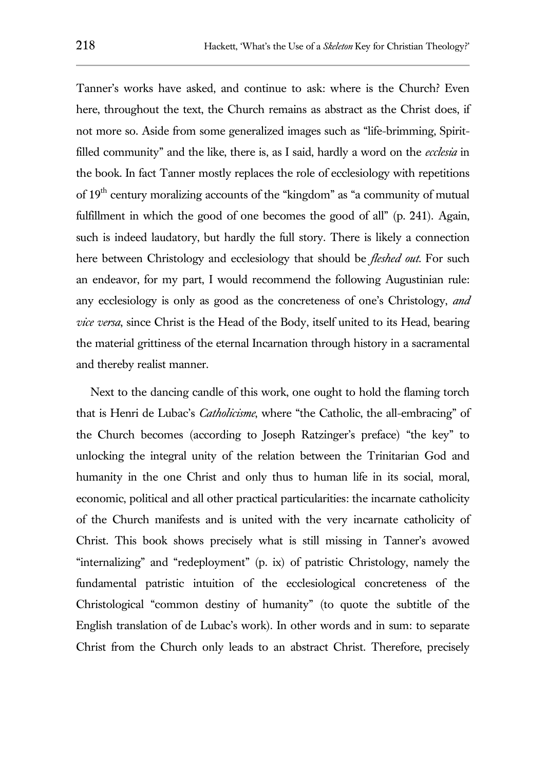Tanner's works have asked, and continue to ask: where is the Church? Even here, throughout the text, the Church remains as abstract as the Christ does, if not more so. Aside from some generalized images such as "life-brimming, Spirit-filled community" and the like, there is, as I said, hardly a word on the *ecclesia* in the book. In fact Tanner mostly replaces the role of ecclesiology with repetitions of 19th century moralizing accounts of the "kingdom" as "a community of mutual fulfillment in which the good of one becomes the good of all" (p. 241). Again, such is indeed laudatory, but hardly the full story. There is likely a connection here between Christology and ecclesiology that should be *fleshed out*. For such an endeavor, for my part, I would recommend the following Augustinian rule: any ecclesiology is only as good as the concreteness of one's Christology, *and vice versa*, since Christ is the Head of the Body, itself united to its Head, bearing the material grittiness of the eternal Incarnation through history in a sacramental and thereby realist manner.

Next to the dancing candle of this work, one ought to hold the flaming torch that is Henri de Lubac's *Catholicisme*, where "the Catholic, the all-embracing" of the Church becomes (according to Joseph Ratzinger's preface) "the key" to unlocking the integral unity of the relation between the Trinitarian God and humanity in the one Christ and only thus to human life in its social, moral, economic, political and all other practical particularities: the incarnate catholicity of the Church manifests and is united with the very incarnate catholicity of Christ. This book shows precisely what is still missing in Tanner's avowed "internalizing" and "redeployment" (p. ix) of patristic Christology, namely the fundamental patristic intuition of the ecclesiological concreteness of the Christological "common destiny of humanity" (to quote the subtitle of the English translation of de Lubac's work). In other words and in sum: to separate Christ from the Church only leads to an abstract Christ. Therefore, precisely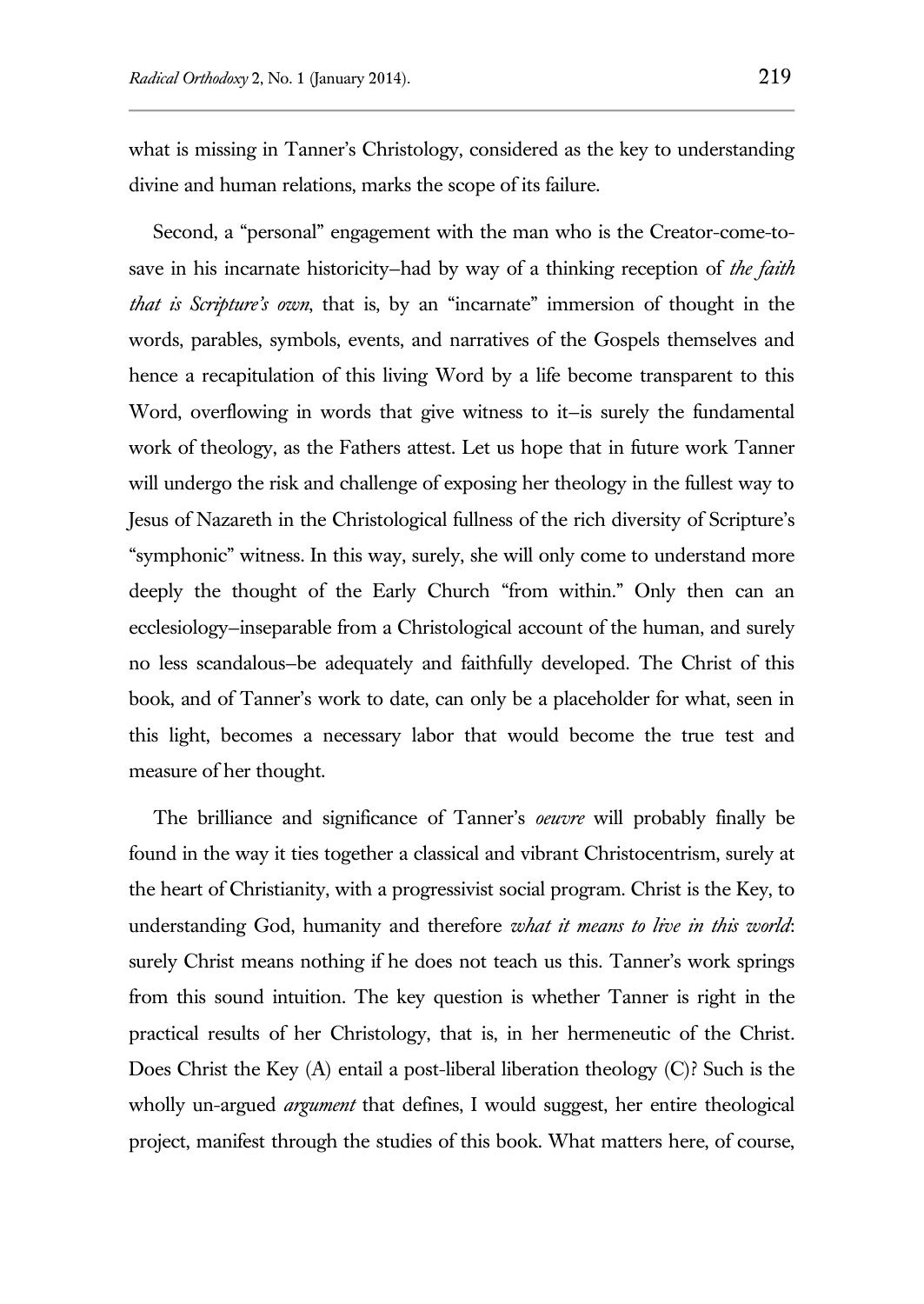what is missing in Tanner's Christology, considered as the key to understanding divine and human relations, marks the scope of its failure.

Second, a "personal" engagement with the man who is the Creator-come-to-save in his incarnate historicity–had by way of a thinking reception of *the faith that is Scripture's own*, that is, by an "incarnate" immersion of thought in the words, parables, symbols, events, and narratives of the Gospels themselves and hence a recapitulation of this living Word by a life become transparent to this Word, overflowing in words that give witness to it–is surely the fundamental work of theology, as the Fathers attest. Let us hope that in future work Tanner will undergo the risk and challenge of exposing her theology in the fullest way to Jesus of Nazareth in the Christological fullness of the rich diversity of Scripture's "symphonic" witness. In this way, surely, she will only come to understand more deeply the thought of the Early Church "from within." Only then can an ecclesiology–inseparable from a Christological account of the human, and surely no less scandalous–be adequately and faithfully developed. The Christ of this book, and of Tanner's work to date, can only be a placeholder for what, seen in this light, becomes a necessary labor that would become the true test and measure of her thought.

The brilliance and significance of Tanner's *oeuvre* will probably finally be found in the way it ties together a classical and vibrant Christocentrism, surely at the heart of Christianity, with a progressivist social program. Christ is the Key, to understanding God, humanity and therefore *what it means to live in this world*: surely Christ means nothing if he does not teach us this. Tanner's work springs from this sound intuition. The key question is whether Tanner is right in the practical results of her Christology, that is, in her hermeneutic of the Christ. Does Christ the Key (A) entail a post-liberal liberation theology (C)? Such is the wholly un-argued *argument* that defines, I would suggest, her entire theological project, manifest through the studies of this book. What matters here, of course,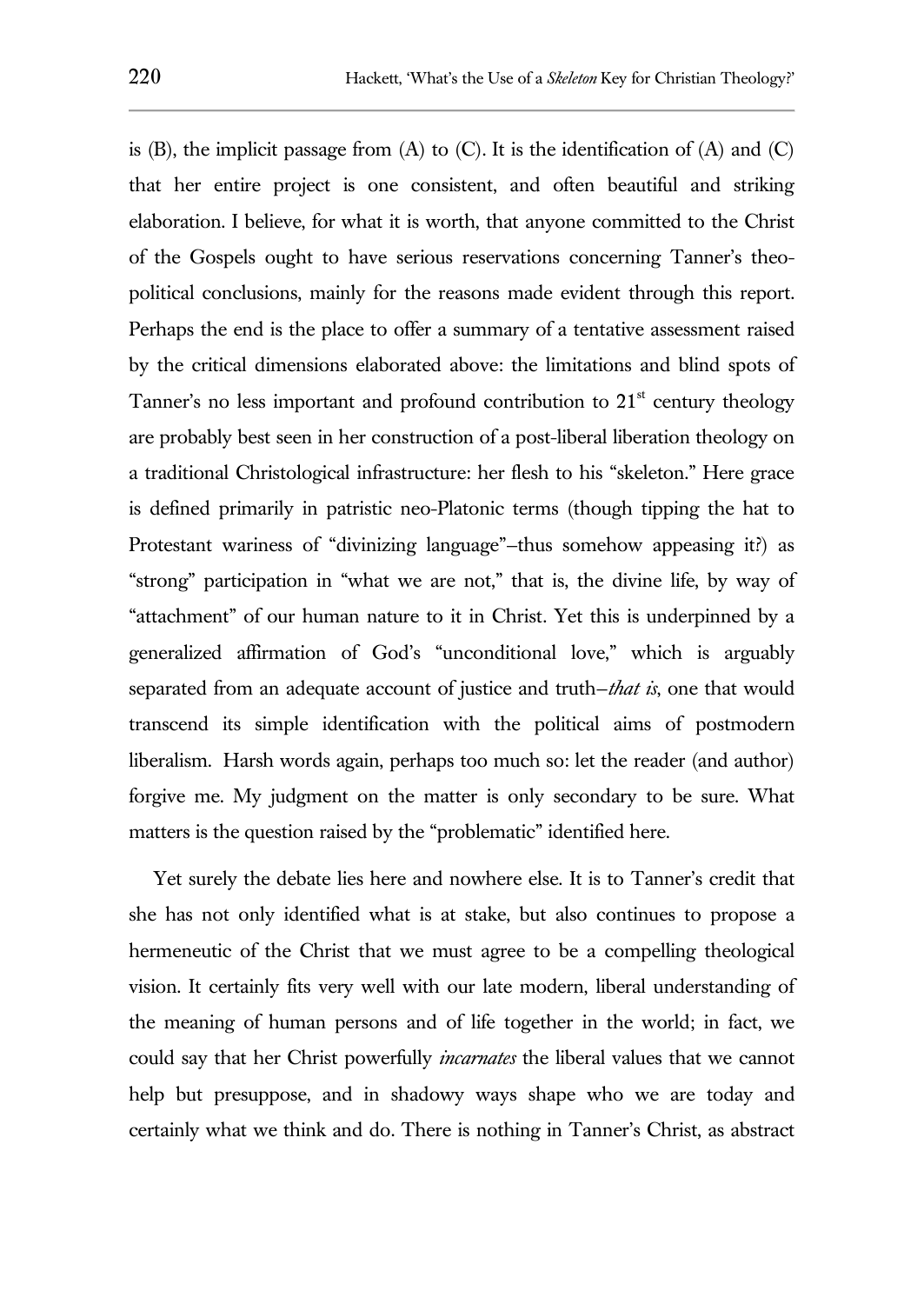is (B), the implicit passage from (A) to (C). It is the identification of (A) and (C) that her entire project is one consistent, and often beautiful and striking elaboration. I believe, for what it is worth, that anyone committed to the Christ of the Gospels ought to have serious reservations concerning Tanner's theo-political conclusions, mainly for the reasons made evident through this report. Perhaps the end is the place to offer a summary of a tentative assessment raised by the critical dimensions elaborated above: the limitations and blind spots of Tanner's no less important and profound contribution to 21st century theology are probably best seen in her construction of a post-liberal liberation theology on a traditional Christological infrastructure: her flesh to his "skeleton." Here grace is defined primarily in patristic neo-Platonic terms (though tipping the hat to Protestant wariness of "divinizing language"–thus somehow appeasing it?) as "strong" participation in "what we are not," that is, the divine life, by way of "attachment" of our human nature to it in Christ. Yet this is underpinned by a generalized affirmation of God's "unconditional love," which is arguably separated from an adequate account of justice and truth–*that is*, one that would transcend its simple identification with the political aims of postmodern liberalism. Harsh words again, perhaps too much so: let the reader (and author) forgive me. My judgment on the matter is only secondary to be sure. What matters is the question raised by the "problematic" identified here.

Yet surely the debate lies here and nowhere else. It is to Tanner's credit that she has not only identified what is at stake, but also continues to propose a hermeneutic of the Christ that we must agree to be a compelling theological vision. It certainly fits very well with our late modern, liberal understanding of the meaning of human persons and of life together in the world; in fact, we could say that her Christ powerfully *incarnates* the liberal values that we cannot help but presuppose, and in shadowy ways shape who we are today and certainly what we think and do. There is nothing in Tanner's Christ, as abstract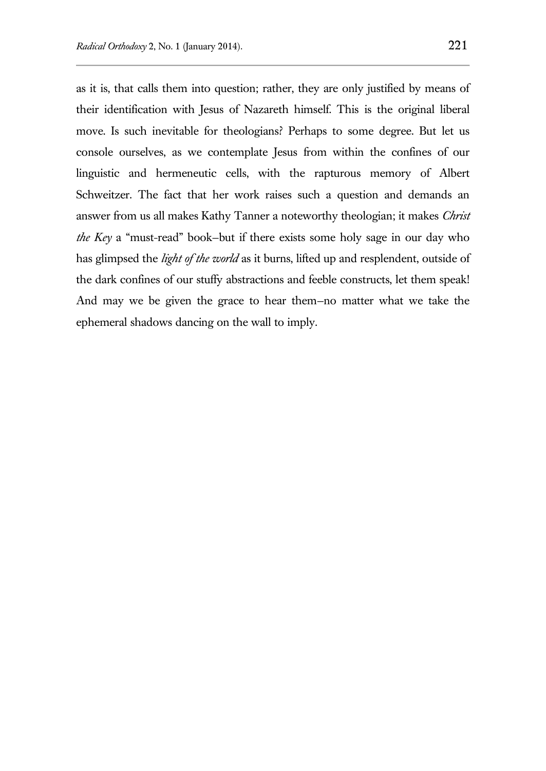as it is, that calls them into question; rather, they are only justified by means of their identification with Jesus of Nazareth himself. This is the original liberal move. Is such inevitable for theologians? Perhaps to some degree. But let us console ourselves, as we contemplate Jesus from within the confines of our linguistic and hermeneutic cells, with the rapturous memory of Albert Schweitzer. The fact that her work raises such a question and demands an answer from us all makes Kathy Tanner a noteworthy theologian; it makes *Christ the Key* a "must-read" book–but if there exists some holy sage in our day who has glimpsed the *light of the world* as it burns, lifted up and resplendent, outside of the dark confines of our stuffy abstractions and feeble constructs, let them speak! And may we be given the grace to hear them–no matter what we take the ephemeral shadows dancing on the wall to imply.